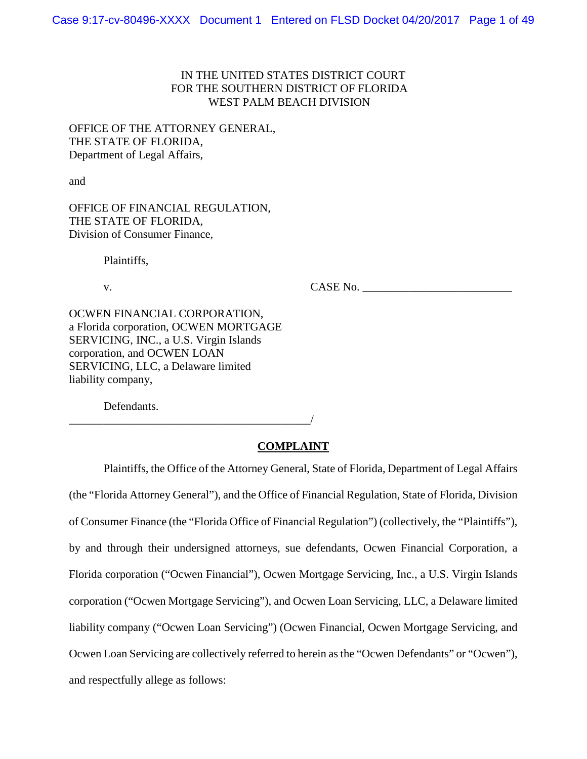IN THE UNITED STATES DISTRICT COURT
FOR THE SOUTHERN DISTRICT OF FLORIDA
WEST PALM BEACH DIVISION

OFFICE OF THE ATTORNEY GENERAL,
THE STATE OF FLORIDA,
Department of Legal Affairs,

and

OFFICE OF FINANCIAL REGULATION,
THE STATE OF FLORIDA,
Division of Consumer Finance,

Plaintiffs,

v. CASE No. _________________________

OCWEN FINANCIAL CORPORATION,
a Florida corporation, OCWEN MORTGAGE
SERVICING, INC., a U.S. Virgin Islands
corporation, and OCWEN LOAN
SERVICING, LLC, a Delaware limited
liability company,

Defendants.
_________________________________________/

**COMPLAINT**

Plaintiffs, the Office of the Attorney General, State of Florida, Department of Legal Affairs (the "Florida Attorney General"), and the Office of Financial Regulation, State of Florida, Division of Consumer Finance (the "Florida Office of Financial Regulation") (collectively, the "Plaintiffs"), by and through their undersigned attorneys, sue defendants, Ocwen Financial Corporation, a Florida corporation ("Ocwen Financial"), Ocwen Mortgage Servicing, Inc., a U.S. Virgin Islands corporation ("Ocwen Mortgage Servicing"), and Ocwen Loan Servicing, LLC, a Delaware limited liability company ("Ocwen Loan Servicing") (Ocwen Financial, Ocwen Mortgage Servicing, and Ocwen Loan Servicing are collectively referred to herein as the "Ocwen Defendants" or "Ocwen"), and respectfully allege as follows: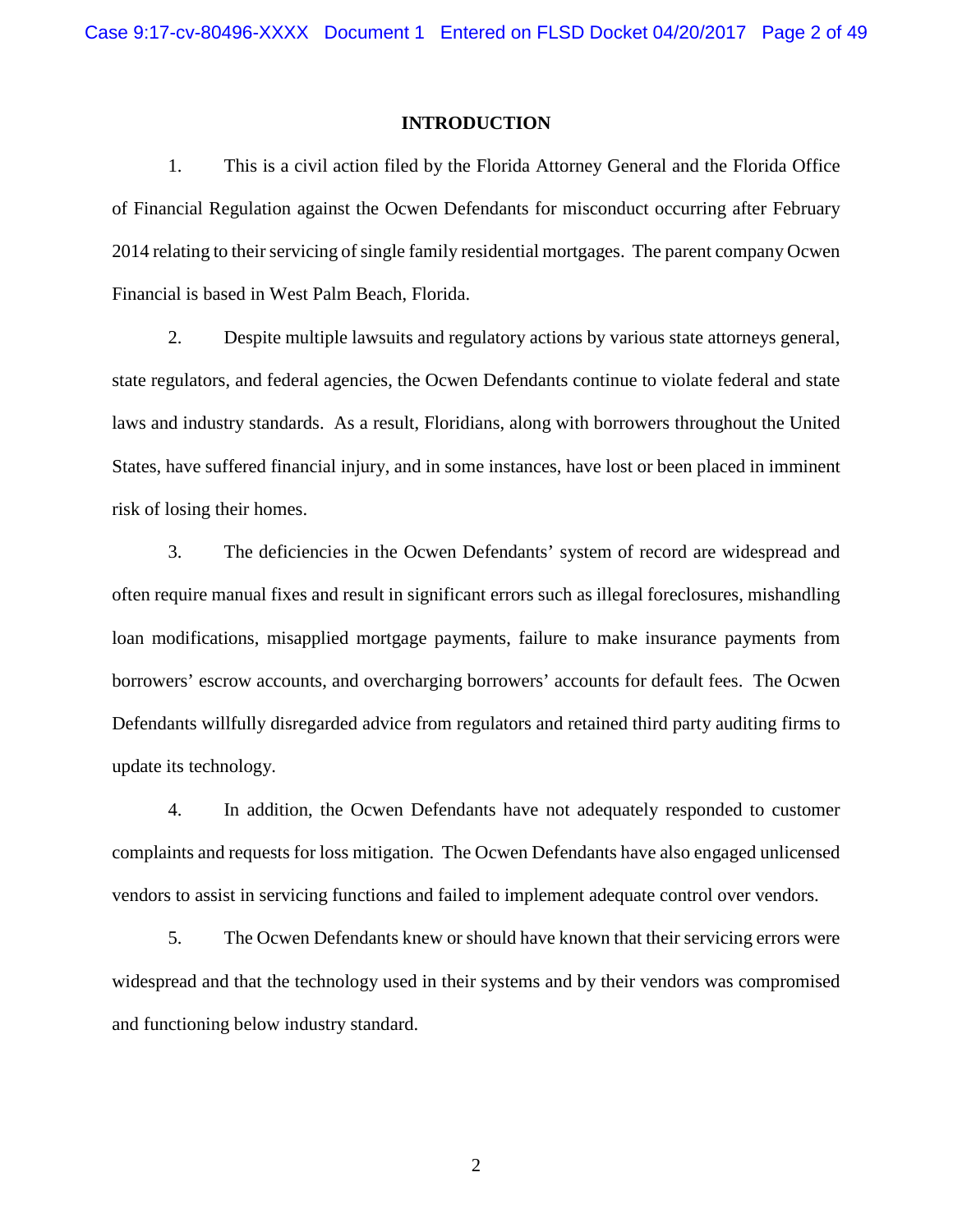## INTRODUCTION

1. This is a civil action filed by the Florida Attorney General and the Florida Office of Financial Regulation against the Ocwen Defendants for misconduct occurring after February 2014 relating to their servicing of single family residential mortgages. The parent company Ocwen Financial is based in West Palm Beach, Florida.

2. Despite multiple lawsuits and regulatory actions by various state attorneys general, state regulators, and federal agencies, the Ocwen Defendants continue to violate federal and state laws and industry standards. As a result, Floridians, along with borrowers throughout the United States, have suffered financial injury, and in some instances, have lost or been placed in imminent risk of losing their homes.

3. The deficiencies in the Ocwen Defendants' system of record are widespread and often require manual fixes and result in significant errors such as illegal foreclosures, mishandling loan modifications, misapplied mortgage payments, failure to make insurance payments from borrowers' escrow accounts, and overcharging borrowers' accounts for default fees. The Ocwen Defendants willfully disregarded advice from regulators and retained third party auditing firms to update its technology.

4. In addition, the Ocwen Defendants have not adequately responded to customer complaints and requests for loss mitigation. The Ocwen Defendants have also engaged unlicensed vendors to assist in servicing functions and failed to implement adequate control over vendors.

5. The Ocwen Defendants knew or should have known that their servicing errors were widespread and that the technology used in their systems and by their vendors was compromised and functioning below industry standard.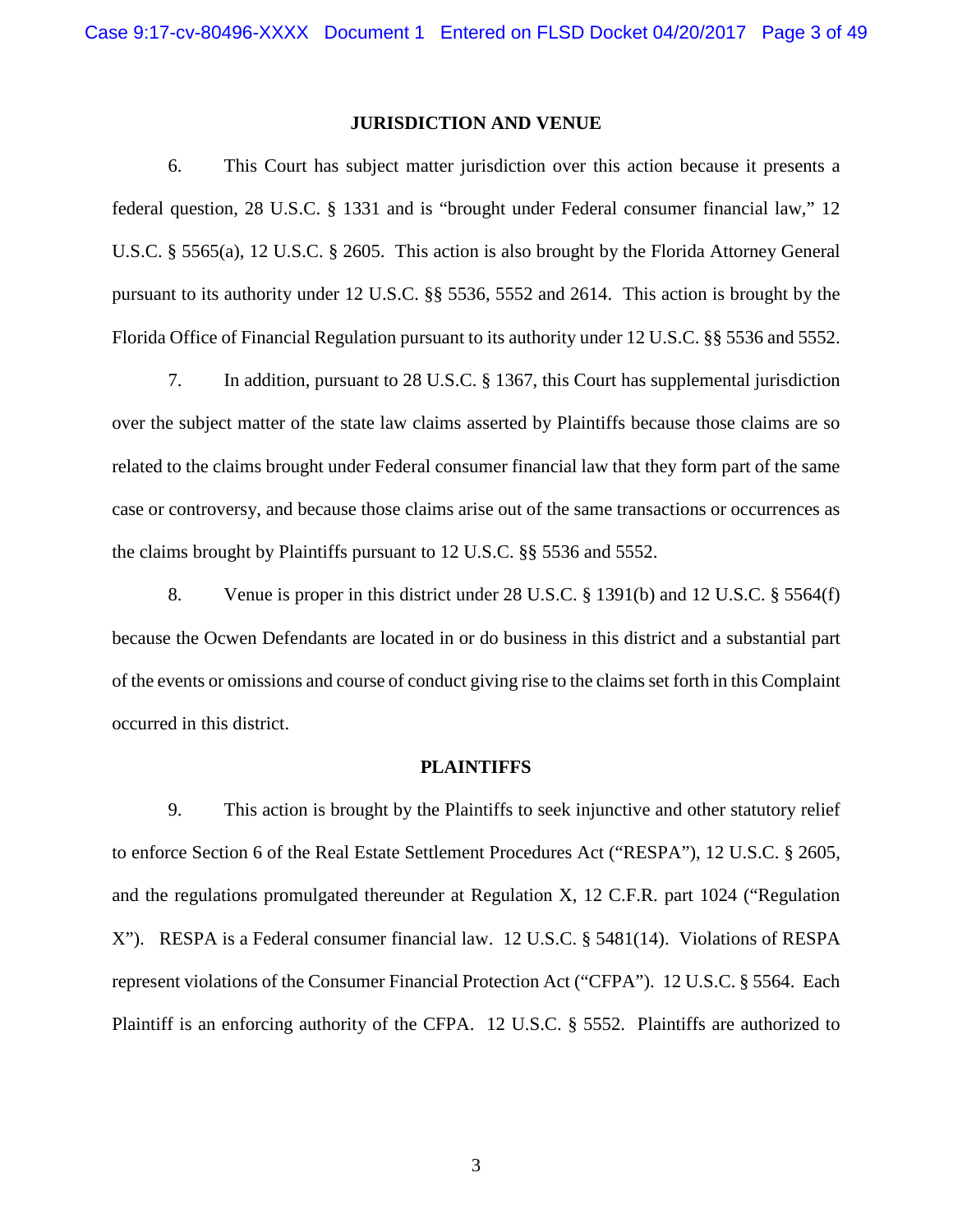## JURISDICTION AND VENUE

6. This Court has subject matter jurisdiction over this action because it presents a federal question, 28 U.S.C. § 1331 and is "brought under Federal consumer financial law," 12 U.S.C. § 5565(a), 12 U.S.C. § 2605. This action is also brought by the Florida Attorney General pursuant to its authority under 12 U.S.C. §§ 5536, 5552 and 2614. This action is brought by the Florida Office of Financial Regulation pursuant to its authority under 12 U.S.C. §§ 5536 and 5552.

7. In addition, pursuant to 28 U.S.C. § 1367, this Court has supplemental jurisdiction over the subject matter of the state law claims asserted by Plaintiffs because those claims are so related to the claims brought under Federal consumer financial law that they form part of the same case or controversy, and because those claims arise out of the same transactions or occurrences as the claims brought by Plaintiffs pursuant to 12 U.S.C. §§ 5536 and 5552.

8. Venue is proper in this district under 28 U.S.C. § 1391(b) and 12 U.S.C. § 5564(f) because the Ocwen Defendants are located in or do business in this district and a substantial part of the events or omissions and course of conduct giving rise to the claims set forth in this Complaint occurred in this district.

## PLAINTIFFS

9. This action is brought by the Plaintiffs to seek injunctive and other statutory relief to enforce Section 6 of the Real Estate Settlement Procedures Act ("RESPA"), 12 U.S.C. § 2605, and the regulations promulgated thereunder at Regulation X, 12 C.F.R. part 1024 ("Regulation X"). RESPA is a Federal consumer financial law. 12 U.S.C. § 5481(14). Violations of RESPA represent violations of the Consumer Financial Protection Act ("CFPA"). 12 U.S.C. § 5564. Each Plaintiff is an enforcing authority of the CFPA. 12 U.S.C. § 5552. Plaintiffs are authorized to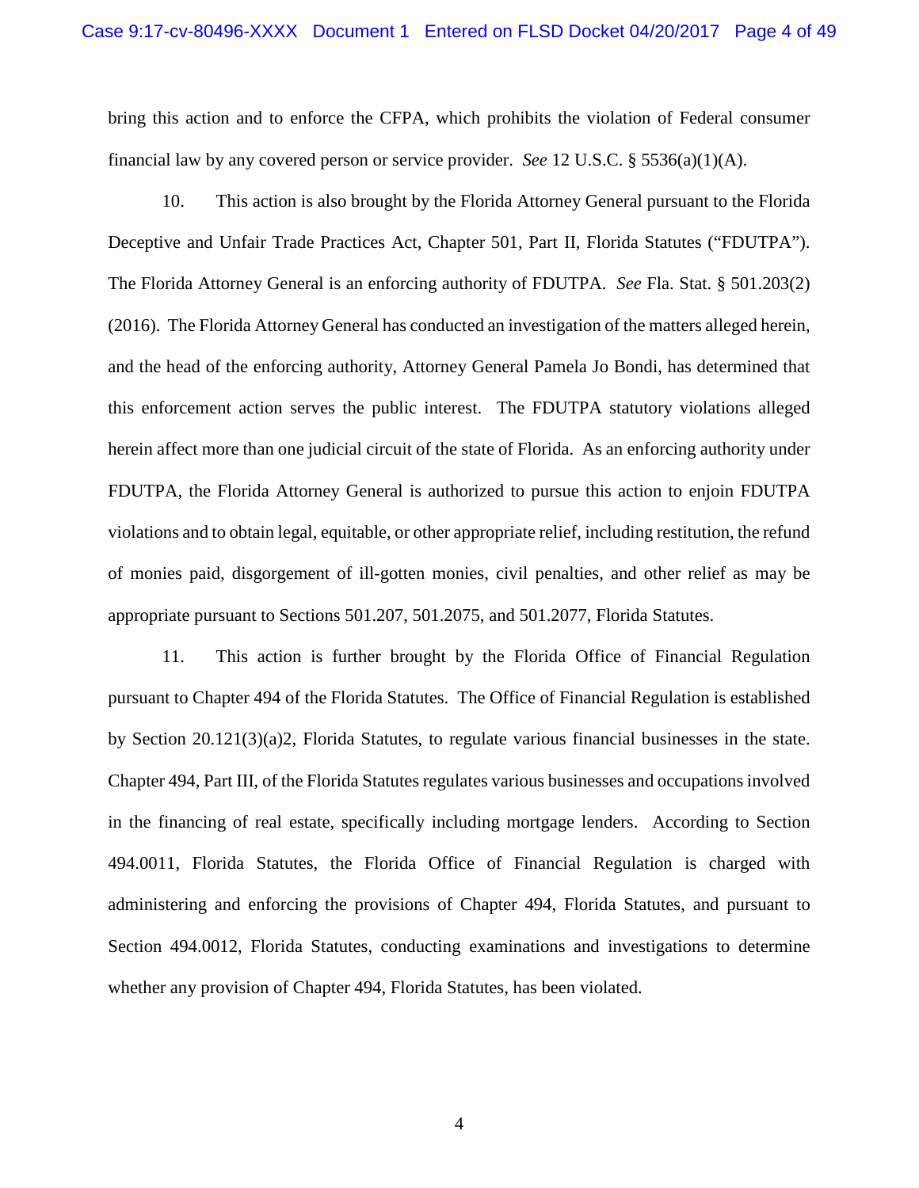bring this action and to enforce the CFPA, which prohibits the violation of Federal consumer financial law by any covered person or service provider. *See* 12 U.S.C. § 5536(a)(1)(A).

10. This action is also brought by the Florida Attorney General pursuant to the Florida Deceptive and Unfair Trade Practices Act, Chapter 501, Part II, Florida Statutes ("FDUTPA"). The Florida Attorney General is an enforcing authority of FDUTPA. *See* Fla. Stat. § 501.203(2) (2016). The Florida Attorney General has conducted an investigation of the matters alleged herein, and the head of the enforcing authority, Attorney General Pamela Jo Bondi, has determined that this enforcement action serves the public interest. The FDUTPA statutory violations alleged herein affect more than one judicial circuit of the state of Florida. As an enforcing authority under FDUTPA, the Florida Attorney General is authorized to pursue this action to enjoin FDUTPA violations and to obtain legal, equitable, or other appropriate relief, including restitution, the refund of monies paid, disgorgement of ill-gotten monies, civil penalties, and other relief as may be appropriate pursuant to Sections 501.207, 501.2075, and 501.2077, Florida Statutes.

11. This action is further brought by the Florida Office of Financial Regulation pursuant to Chapter 494 of the Florida Statutes. The Office of Financial Regulation is established by Section 20.121(3)(a)2, Florida Statutes, to regulate various financial businesses in the state. Chapter 494, Part III, of the Florida Statutes regulates various businesses and occupations involved in the financing of real estate, specifically including mortgage lenders. According to Section 494.0011, Florida Statutes, the Florida Office of Financial Regulation is charged with administering and enforcing the provisions of Chapter 494, Florida Statutes, and pursuant to Section 494.0012, Florida Statutes, conducting examinations and investigations to determine whether any provision of Chapter 494, Florida Statutes, has been violated.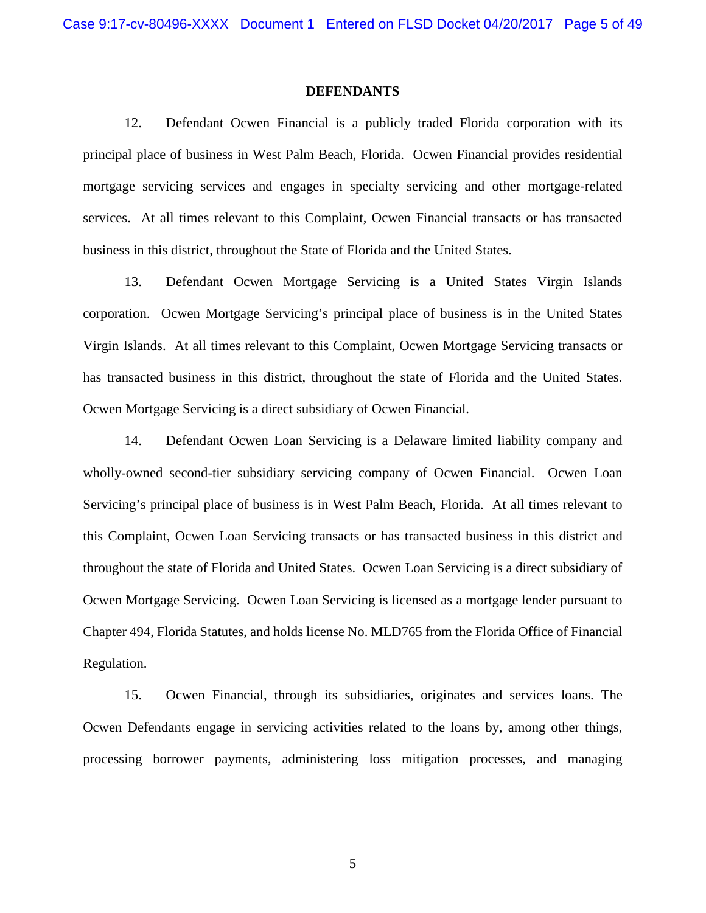## DEFENDANTS

12. Defendant Ocwen Financial is a publicly traded Florida corporation with its principal place of business in West Palm Beach, Florida. Ocwen Financial provides residential mortgage servicing services and engages in specialty servicing and other mortgage-related services. At all times relevant to this Complaint, Ocwen Financial transacts or has transacted business in this district, throughout the State of Florida and the United States.

13. Defendant Ocwen Mortgage Servicing is a United States Virgin Islands corporation. Ocwen Mortgage Servicing's principal place of business is in the United States Virgin Islands. At all times relevant to this Complaint, Ocwen Mortgage Servicing transacts or has transacted business in this district, throughout the state of Florida and the United States. Ocwen Mortgage Servicing is a direct subsidiary of Ocwen Financial.

14. Defendant Ocwen Loan Servicing is a Delaware limited liability company and wholly-owned second-tier subsidiary servicing company of Ocwen Financial. Ocwen Loan Servicing's principal place of business is in West Palm Beach, Florida. At all times relevant to this Complaint, Ocwen Loan Servicing transacts or has transacted business in this district and throughout the state of Florida and United States. Ocwen Loan Servicing is a direct subsidiary of Ocwen Mortgage Servicing. Ocwen Loan Servicing is licensed as a mortgage lender pursuant to Chapter 494, Florida Statutes, and holds license No. MLD765 from the Florida Office of Financial Regulation.

15. Ocwen Financial, through its subsidiaries, originates and services loans. The Ocwen Defendants engage in servicing activities related to the loans by, among other things, processing borrower payments, administering loss mitigation processes, and managing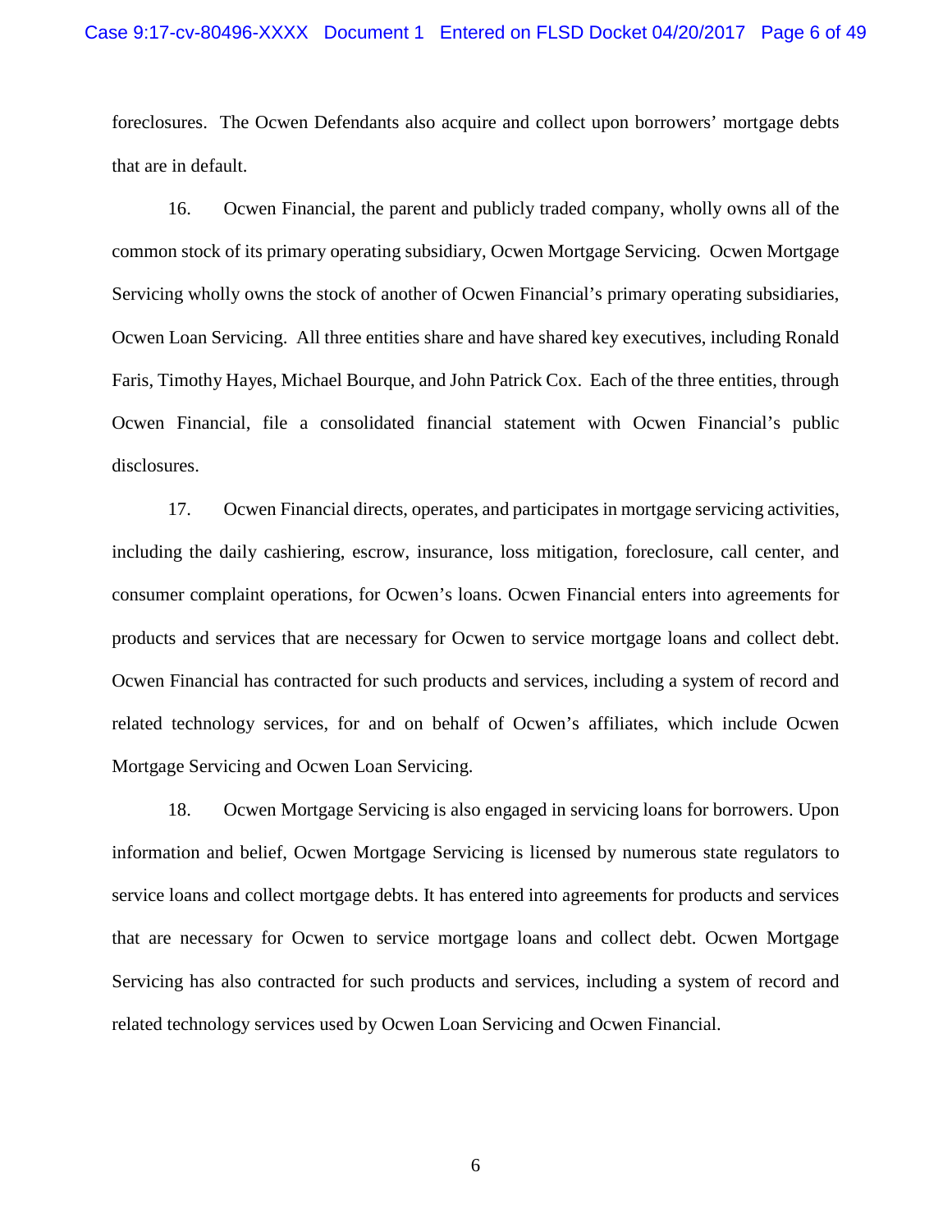foreclosures. The Ocwen Defendants also acquire and collect upon borrowers' mortgage debts that are in default.

16. Ocwen Financial, the parent and publicly traded company, wholly owns all of the common stock of its primary operating subsidiary, Ocwen Mortgage Servicing. Ocwen Mortgage Servicing wholly owns the stock of another of Ocwen Financial's primary operating subsidiaries, Ocwen Loan Servicing. All three entities share and have shared key executives, including Ronald Faris, Timothy Hayes, Michael Bourque, and John Patrick Cox. Each of the three entities, through Ocwen Financial, file a consolidated financial statement with Ocwen Financial's public disclosures.

17. Ocwen Financial directs, operates, and participates in mortgage servicing activities, including the daily cashiering, escrow, insurance, loss mitigation, foreclosure, call center, and consumer complaint operations, for Ocwen's loans. Ocwen Financial enters into agreements for products and services that are necessary for Ocwen to service mortgage loans and collect debt. Ocwen Financial has contracted for such products and services, including a system of record and related technology services, for and on behalf of Ocwen's affiliates, which include Ocwen Mortgage Servicing and Ocwen Loan Servicing.

18. Ocwen Mortgage Servicing is also engaged in servicing loans for borrowers. Upon information and belief, Ocwen Mortgage Servicing is licensed by numerous state regulators to service loans and collect mortgage debts. It has entered into agreements for products and services that are necessary for Ocwen to service mortgage loans and collect debt. Ocwen Mortgage Servicing has also contracted for such products and services, including a system of record and related technology services used by Ocwen Loan Servicing and Ocwen Financial.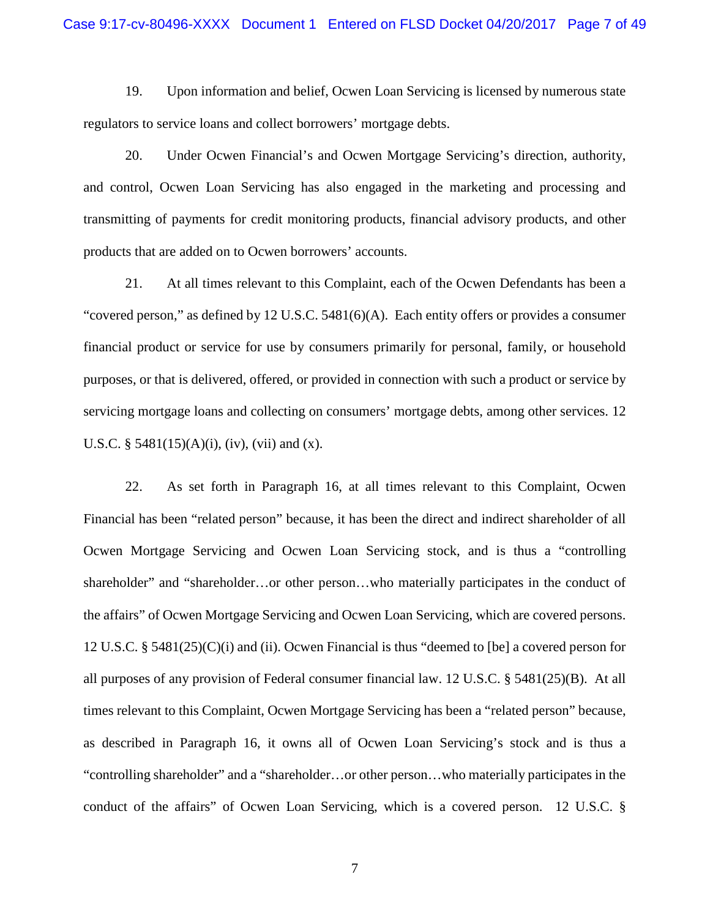19. Upon information and belief, Ocwen Loan Servicing is licensed by numerous state regulators to service loans and collect borrowers' mortgage debts.

20. Under Ocwen Financial's and Ocwen Mortgage Servicing's direction, authority, and control, Ocwen Loan Servicing has also engaged in the marketing and processing and transmitting of payments for credit monitoring products, financial advisory products, and other products that are added on to Ocwen borrowers' accounts.

21. At all times relevant to this Complaint, each of the Ocwen Defendants has been a "covered person," as defined by 12 U.S.C. 5481(6)(A). Each entity offers or provides a consumer financial product or service for use by consumers primarily for personal, family, or household purposes, or that is delivered, offered, or provided in connection with such a product or service by servicing mortgage loans and collecting on consumers' mortgage debts, among other services. 12 U.S.C. § 5481(15)(A)(i), (iv), (vii) and (x).

22. As set forth in Paragraph 16, at all times relevant to this Complaint, Ocwen Financial has been "related person" because, it has been the direct and indirect shareholder of all Ocwen Mortgage Servicing and Ocwen Loan Servicing stock, and is thus a "controlling shareholder" and "shareholder…or other person…who materially participates in the conduct of the affairs" of Ocwen Mortgage Servicing and Ocwen Loan Servicing, which are covered persons. 12 U.S.C. § 5481(25)(C)(i) and (ii). Ocwen Financial is thus "deemed to [be] a covered person for all purposes of any provision of Federal consumer financial law. 12 U.S.C. § 5481(25)(B). At all times relevant to this Complaint, Ocwen Mortgage Servicing has been a "related person" because, as described in Paragraph 16, it owns all of Ocwen Loan Servicing's stock and is thus a "controlling shareholder" and a "shareholder…or other person…who materially participates in the conduct of the affairs" of Ocwen Loan Servicing, which is a covered person. 12 U.S.C. §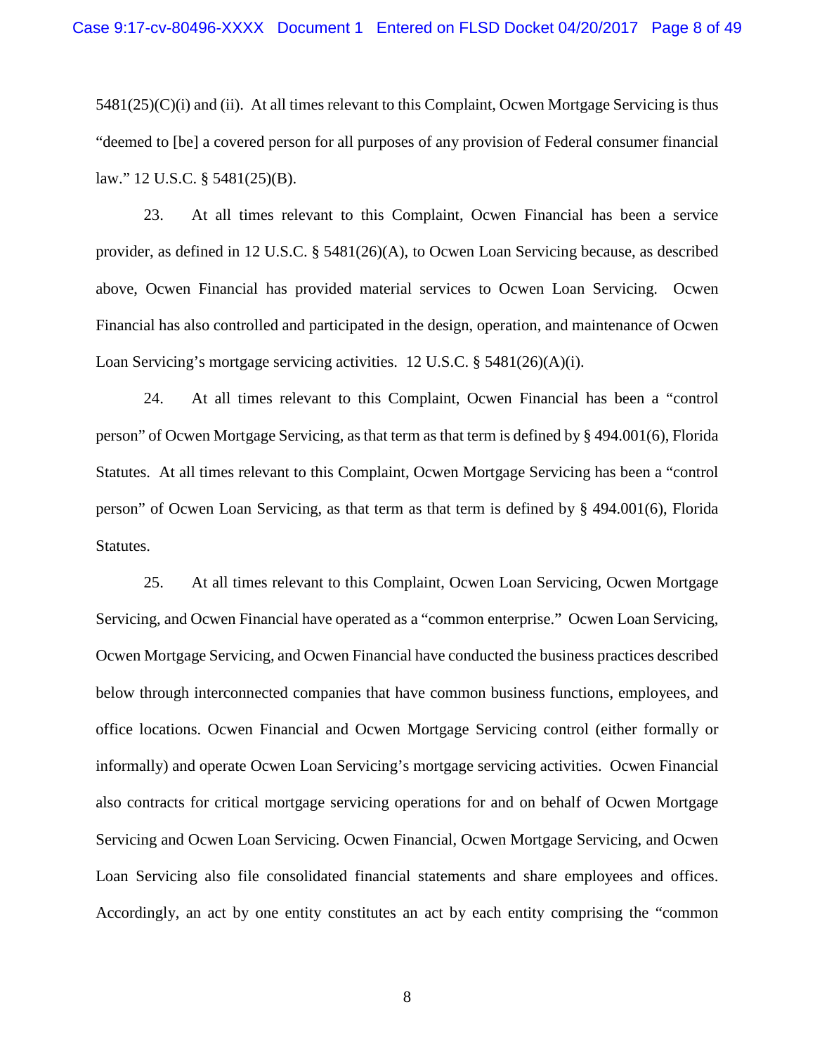5481(25)(C)(i) and (ii). At all times relevant to this Complaint, Ocwen Mortgage Servicing is thus "deemed to [be] a covered person for all purposes of any provision of Federal consumer financial law." 12 U.S.C. § 5481(25)(B).

23. At all times relevant to this Complaint, Ocwen Financial has been a service provider, as defined in 12 U.S.C. § 5481(26)(A), to Ocwen Loan Servicing because, as described above, Ocwen Financial has provided material services to Ocwen Loan Servicing. Ocwen Financial has also controlled and participated in the design, operation, and maintenance of Ocwen Loan Servicing's mortgage servicing activities. 12 U.S.C. § 5481(26)(A)(i).

24. At all times relevant to this Complaint, Ocwen Financial has been a "control person" of Ocwen Mortgage Servicing, as that term as that term is defined by § 494.001(6), Florida Statutes. At all times relevant to this Complaint, Ocwen Mortgage Servicing has been a "control person" of Ocwen Loan Servicing, as that term as that term is defined by § 494.001(6), Florida Statutes.

25. At all times relevant to this Complaint, Ocwen Loan Servicing, Ocwen Mortgage Servicing, and Ocwen Financial have operated as a "common enterprise." Ocwen Loan Servicing, Ocwen Mortgage Servicing, and Ocwen Financial have conducted the business practices described below through interconnected companies that have common business functions, employees, and office locations. Ocwen Financial and Ocwen Mortgage Servicing control (either formally or informally) and operate Ocwen Loan Servicing's mortgage servicing activities. Ocwen Financial also contracts for critical mortgage servicing operations for and on behalf of Ocwen Mortgage Servicing and Ocwen Loan Servicing. Ocwen Financial, Ocwen Mortgage Servicing, and Ocwen Loan Servicing also file consolidated financial statements and share employees and offices. Accordingly, an act by one entity constitutes an act by each entity comprising the "common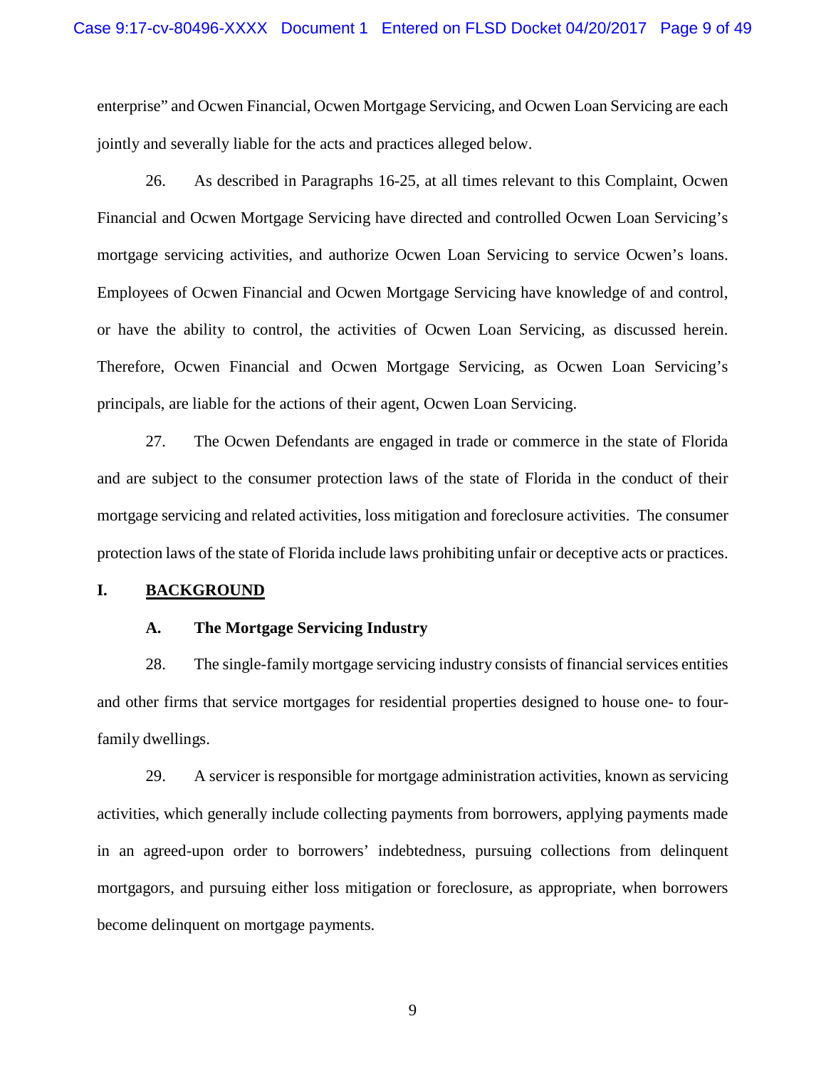enterprise" and Ocwen Financial, Ocwen Mortgage Servicing, and Ocwen Loan Servicing are each jointly and severally liable for the acts and practices alleged below.

26. As described in Paragraphs 16-25, at all times relevant to this Complaint, Ocwen Financial and Ocwen Mortgage Servicing have directed and controlled Ocwen Loan Servicing's mortgage servicing activities, and authorize Ocwen Loan Servicing to service Ocwen's loans. Employees of Ocwen Financial and Ocwen Mortgage Servicing have knowledge of and control, or have the ability to control, the activities of Ocwen Loan Servicing, as discussed herein. Therefore, Ocwen Financial and Ocwen Mortgage Servicing, as Ocwen Loan Servicing's principals, are liable for the actions of their agent, Ocwen Loan Servicing.

27. The Ocwen Defendants are engaged in trade or commerce in the state of Florida and are subject to the consumer protection laws of the state of Florida in the conduct of their mortgage servicing and related activities, loss mitigation and foreclosure activities. The consumer protection laws of the state of Florida include laws prohibiting unfair or deceptive acts or practices.

# I. BACKGROUND

## A. The Mortgage Servicing Industry

28. The single-family mortgage servicing industry consists of financial services entities and other firms that service mortgages for residential properties designed to house one- to four-family dwellings.

29. A servicer is responsible for mortgage administration activities, known as servicing activities, which generally include collecting payments from borrowers, applying payments made in an agreed-upon order to borrowers' indebtedness, pursuing collections from delinquent mortgagors, and pursuing either loss mitigation or foreclosure, as appropriate, when borrowers become delinquent on mortgage payments.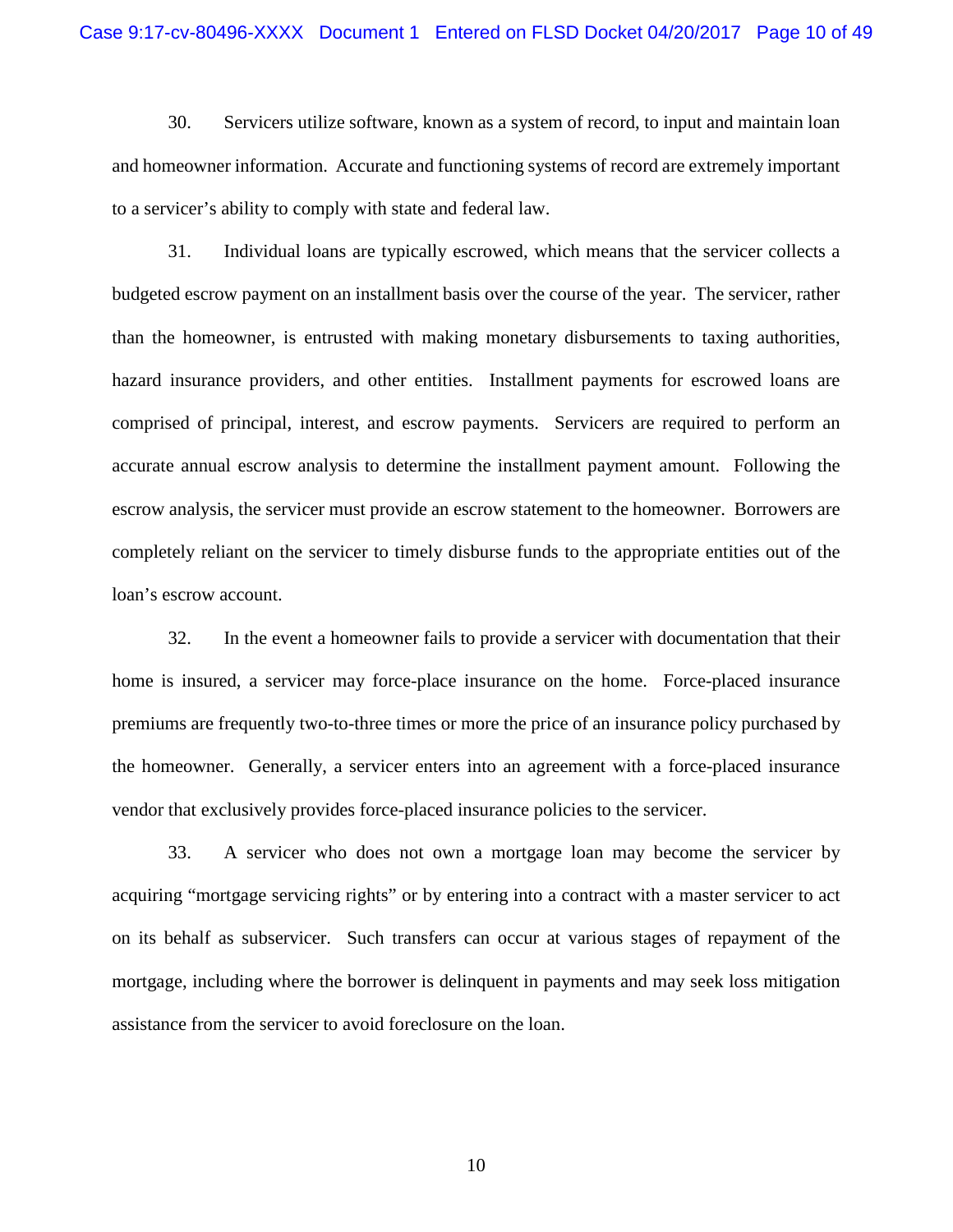30. Servicers utilize software, known as a system of record, to input and maintain loan and homeowner information. Accurate and functioning systems of record are extremely important to a servicer's ability to comply with state and federal law.

31. Individual loans are typically escrowed, which means that the servicer collects a budgeted escrow payment on an installment basis over the course of the year. The servicer, rather than the homeowner, is entrusted with making monetary disbursements to taxing authorities, hazard insurance providers, and other entities. Installment payments for escrowed loans are comprised of principal, interest, and escrow payments. Servicers are required to perform an accurate annual escrow analysis to determine the installment payment amount. Following the escrow analysis, the servicer must provide an escrow statement to the homeowner. Borrowers are completely reliant on the servicer to timely disburse funds to the appropriate entities out of the loan's escrow account.

32. In the event a homeowner fails to provide a servicer with documentation that their home is insured, a servicer may force-place insurance on the home. Force-placed insurance premiums are frequently two-to-three times or more the price of an insurance policy purchased by the homeowner. Generally, a servicer enters into an agreement with a force-placed insurance vendor that exclusively provides force-placed insurance policies to the servicer.

33. A servicer who does not own a mortgage loan may become the servicer by acquiring "mortgage servicing rights" or by entering into a contract with a master servicer to act on its behalf as subservicer. Such transfers can occur at various stages of repayment of the mortgage, including where the borrower is delinquent in payments and may seek loss mitigation assistance from the servicer to avoid foreclosure on the loan.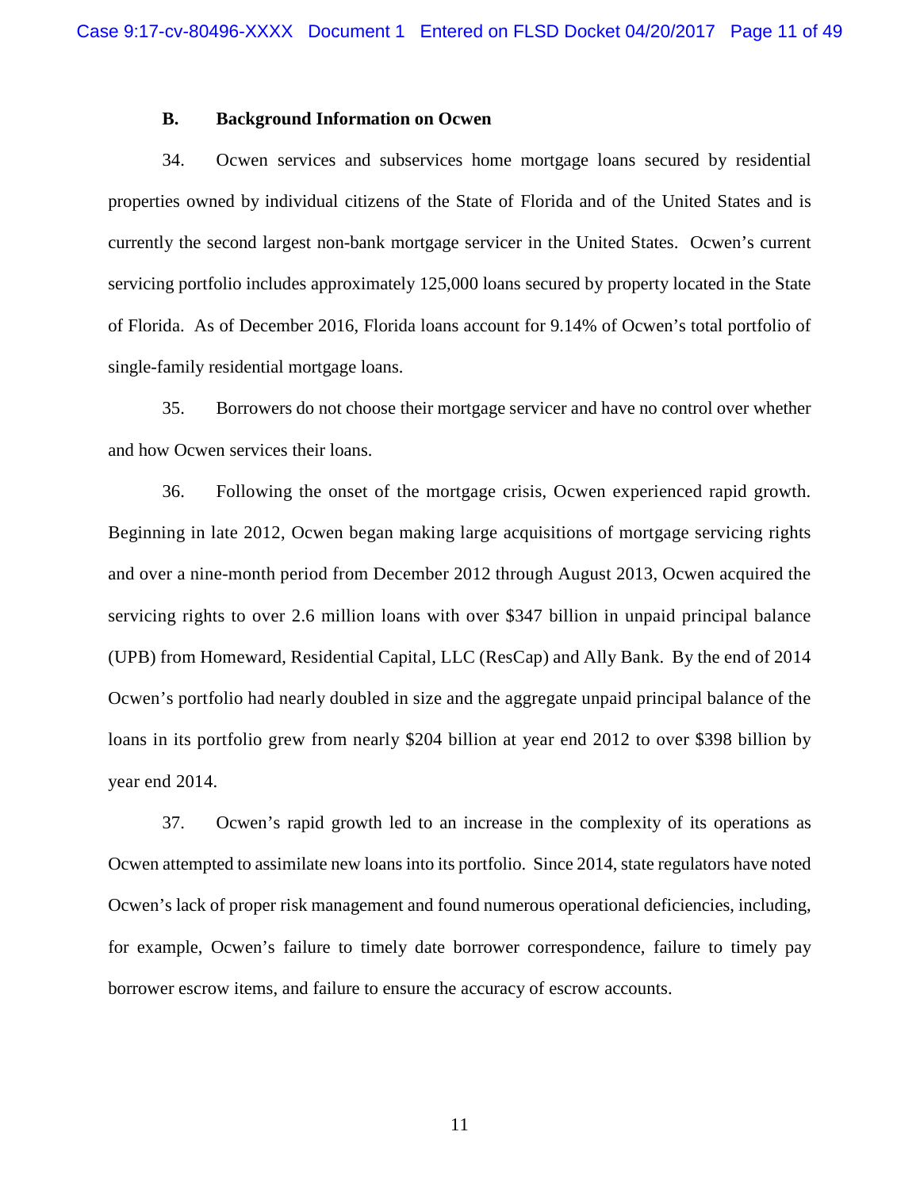### B. Background Information on Ocwen

34. Ocwen services and subservices home mortgage loans secured by residential properties owned by individual citizens of the State of Florida and of the United States and is currently the second largest non-bank mortgage servicer in the United States. Ocwen's current servicing portfolio includes approximately 125,000 loans secured by property located in the State of Florida. As of December 2016, Florida loans account for 9.14% of Ocwen's total portfolio of single-family residential mortgage loans.

35. Borrowers do not choose their mortgage servicer and have no control over whether and how Ocwen services their loans.

36. Following the onset of the mortgage crisis, Ocwen experienced rapid growth. Beginning in late 2012, Ocwen began making large acquisitions of mortgage servicing rights and over a nine-month period from December 2012 through August 2013, Ocwen acquired the servicing rights to over 2.6 million loans with over $347 billion in unpaid principal balance (UPB) from Homeward, Residential Capital, LLC (ResCap) and Ally Bank. By the end of 2014 Ocwen's portfolio had nearly doubled in size and the aggregate unpaid principal balance of the loans in its portfolio grew from nearly $204 billion at year end 2012 to over $398 billion by year end 2014.

37. Ocwen's rapid growth led to an increase in the complexity of its operations as Ocwen attempted to assimilate new loans into its portfolio. Since 2014, state regulators have noted Ocwen's lack of proper risk management and found numerous operational deficiencies, including, for example, Ocwen's failure to timely date borrower correspondence, failure to timely pay borrower escrow items, and failure to ensure the accuracy of escrow accounts.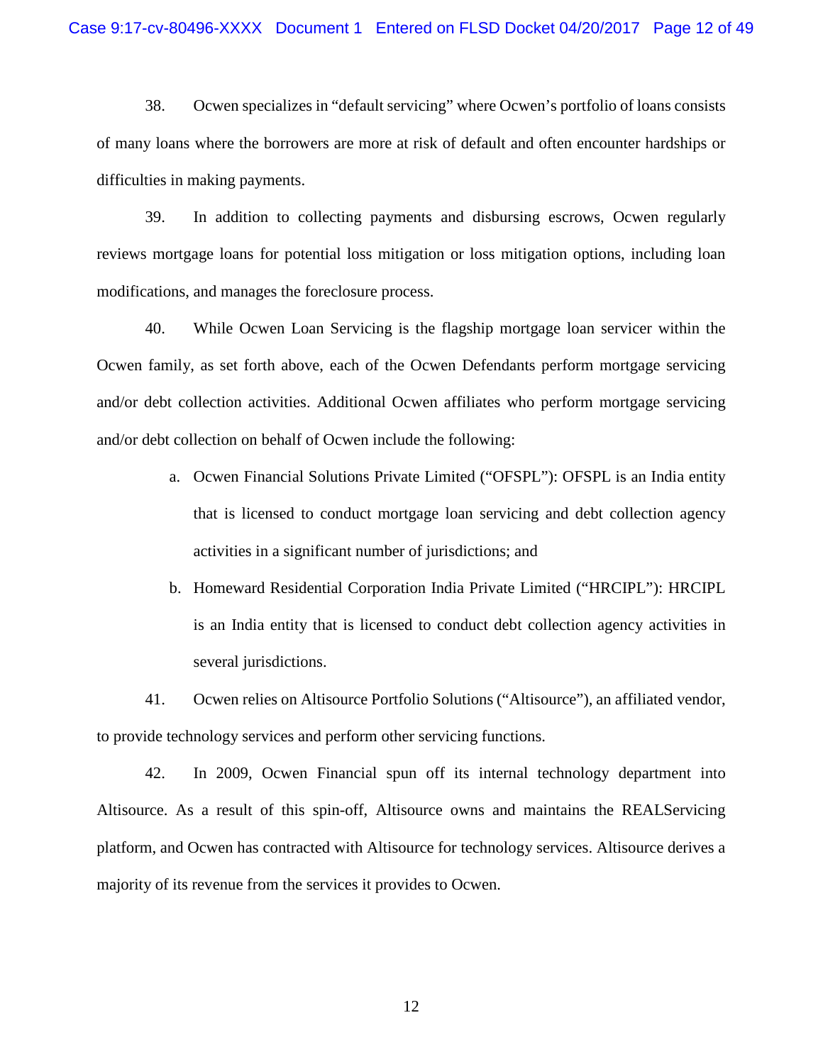38. Ocwen specializes in "default servicing" where Ocwen's portfolio of loans consists of many loans where the borrowers are more at risk of default and often encounter hardships or difficulties in making payments.

39. In addition to collecting payments and disbursing escrows, Ocwen regularly reviews mortgage loans for potential loss mitigation or loss mitigation options, including loan modifications, and manages the foreclosure process.

40. While Ocwen Loan Servicing is the flagship mortgage loan servicer within the Ocwen family, as set forth above, each of the Ocwen Defendants perform mortgage servicing and/or debt collection activities. Additional Ocwen affiliates who perform mortgage servicing and/or debt collection on behalf of Ocwen include the following:

a. Ocwen Financial Solutions Private Limited ("OFSPL"): OFSPL is an India entity that is licensed to conduct mortgage loan servicing and debt collection agency activities in a significant number of jurisdictions; and

b. Homeward Residential Corporation India Private Limited ("HRCIPL"): HRCIPL is an India entity that is licensed to conduct debt collection agency activities in several jurisdictions.

41. Ocwen relies on Altisource Portfolio Solutions ("Altisource"), an affiliated vendor, to provide technology services and perform other servicing functions.

42. In 2009, Ocwen Financial spun off its internal technology department into Altisource. As a result of this spin-off, Altisource owns and maintains the REALServicing platform, and Ocwen has contracted with Altisource for technology services. Altisource derives a majority of its revenue from the services it provides to Ocwen.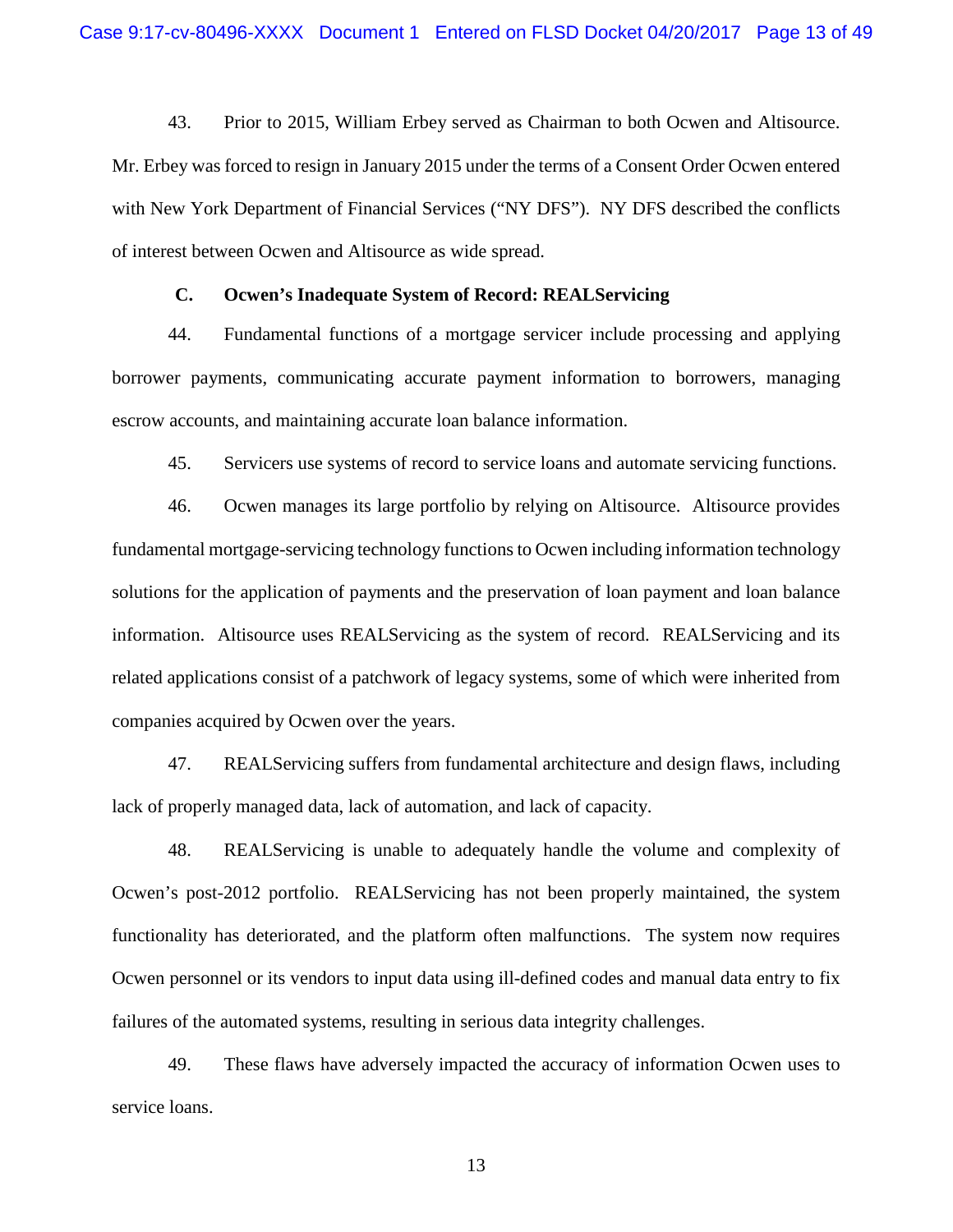43. Prior to 2015, William Erbey served as Chairman to both Ocwen and Altisource. Mr. Erbey was forced to resign in January 2015 under the terms of a Consent Order Ocwen entered with New York Department of Financial Services ("NY DFS"). NY DFS described the conflicts of interest between Ocwen and Altisource as wide spread.

### C. Ocwen's Inadequate System of Record: REALServicing

44. Fundamental functions of a mortgage servicer include processing and applying borrower payments, communicating accurate payment information to borrowers, managing escrow accounts, and maintaining accurate loan balance information.

45. Servicers use systems of record to service loans and automate servicing functions.

46. Ocwen manages its large portfolio by relying on Altisource. Altisource provides fundamental mortgage-servicing technology functions to Ocwen including information technology solutions for the application of payments and the preservation of loan payment and loan balance information. Altisource uses REALServicing as the system of record. REALServicing and its related applications consist of a patchwork of legacy systems, some of which were inherited from companies acquired by Ocwen over the years.

47. REALServicing suffers from fundamental architecture and design flaws, including lack of properly managed data, lack of automation, and lack of capacity.

48. REALServicing is unable to adequately handle the volume and complexity of Ocwen's post-2012 portfolio. REALServicing has not been properly maintained, the system functionality has deteriorated, and the platform often malfunctions. The system now requires Ocwen personnel or its vendors to input data using ill-defined codes and manual data entry to fix failures of the automated systems, resulting in serious data integrity challenges.

49. These flaws have adversely impacted the accuracy of information Ocwen uses to service loans.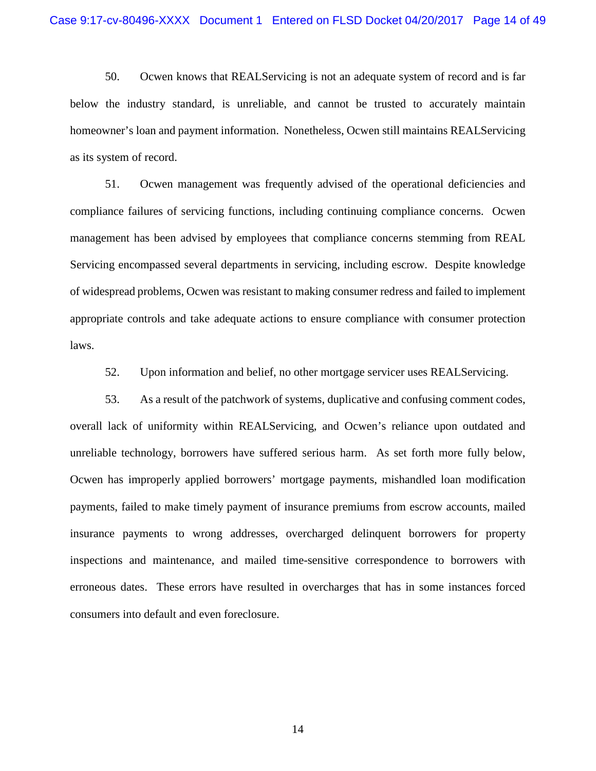50. Ocwen knows that REALServicing is not an adequate system of record and is far below the industry standard, is unreliable, and cannot be trusted to accurately maintain homeowner's loan and payment information. Nonetheless, Ocwen still maintains REALServicing as its system of record.

51. Ocwen management was frequently advised of the operational deficiencies and compliance failures of servicing functions, including continuing compliance concerns. Ocwen management has been advised by employees that compliance concerns stemming from REAL Servicing encompassed several departments in servicing, including escrow. Despite knowledge of widespread problems, Ocwen was resistant to making consumer redress and failed to implement appropriate controls and take adequate actions to ensure compliance with consumer protection laws.

52. Upon information and belief, no other mortgage servicer uses REALServicing.

53. As a result of the patchwork of systems, duplicative and confusing comment codes, overall lack of uniformity within REALServicing, and Ocwen's reliance upon outdated and unreliable technology, borrowers have suffered serious harm. As set forth more fully below, Ocwen has improperly applied borrowers' mortgage payments, mishandled loan modification payments, failed to make timely payment of insurance premiums from escrow accounts, mailed insurance payments to wrong addresses, overcharged delinquent borrowers for property inspections and maintenance, and mailed time-sensitive correspondence to borrowers with erroneous dates. These errors have resulted in overcharges that has in some instances forced consumers into default and even foreclosure.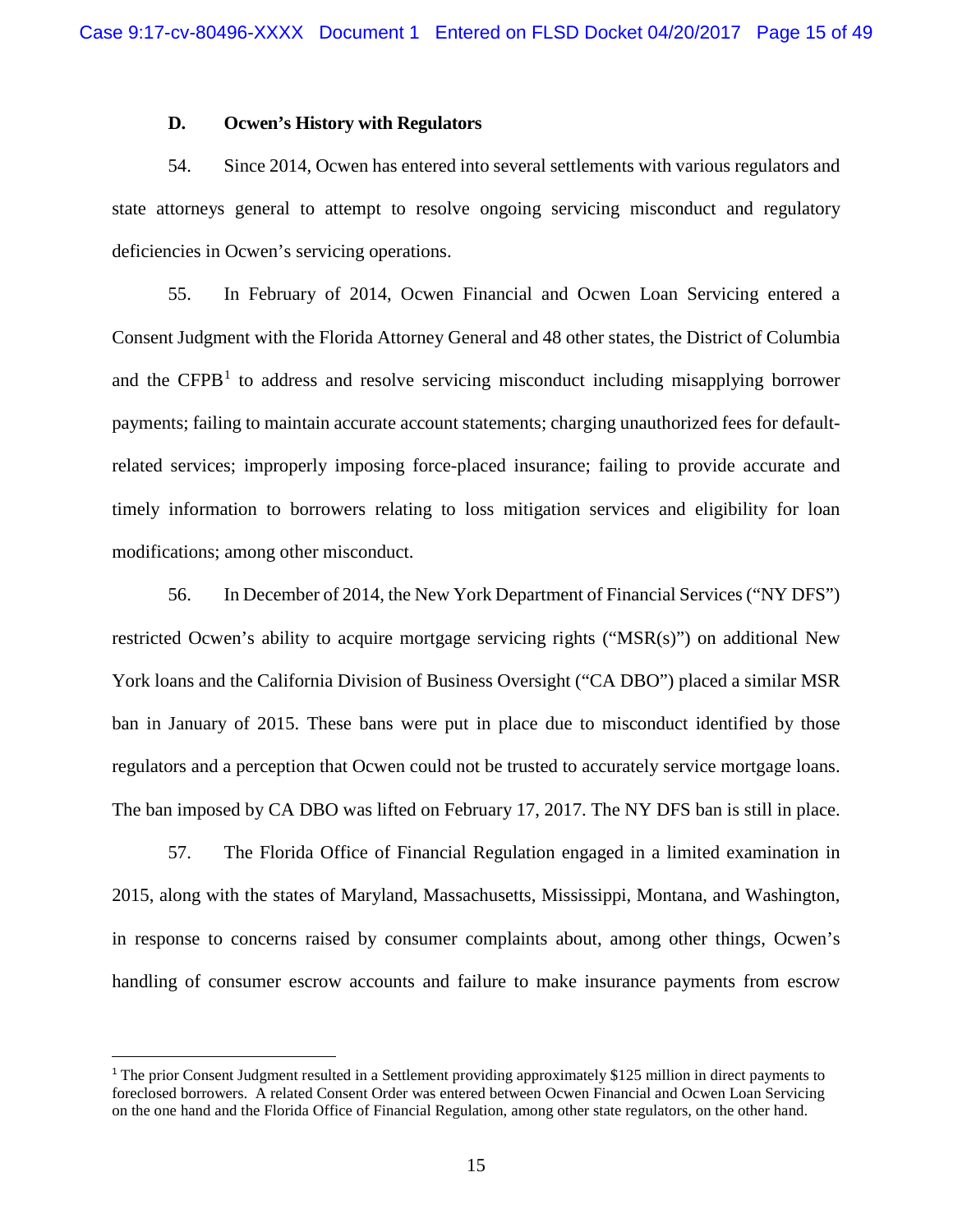### D. Ocwen's History with Regulators

54. Since 2014, Ocwen has entered into several settlements with various regulators and state attorneys general to attempt to resolve ongoing servicing misconduct and regulatory deficiencies in Ocwen's servicing operations.

55. In February of 2014, Ocwen Financial and Ocwen Loan Servicing entered a Consent Judgment with the Florida Attorney General and 48 other states, the District of Columbia and the CFPB[1] to address and resolve servicing misconduct including misapplying borrower payments; failing to maintain accurate account statements; charging unauthorized fees for default-related services; improperly imposing force-placed insurance; failing to provide accurate and timely information to borrowers relating to loss mitigation services and eligibility for loan modifications; among other misconduct.

56. In December of 2014, the New York Department of Financial Services ("NY DFS") restricted Ocwen's ability to acquire mortgage servicing rights ("MSR(s)") on additional New York loans and the California Division of Business Oversight ("CA DBO") placed a similar MSR ban in January of 2015. These bans were put in place due to misconduct identified by those regulators and a perception that Ocwen could not be trusted to accurately service mortgage loans. The ban imposed by CA DBO was lifted on February 17, 2017. The NY DFS ban is still in place.

57. The Florida Office of Financial Regulation engaged in a limited examination in 2015, along with the states of Maryland, Massachusetts, Mississippi, Montana, and Washington, in response to concerns raised by consumer complaints about, among other things, Ocwen's handling of consumer escrow accounts and failure to make insurance payments from escrow

---

[1] The prior Consent Judgment resulted in a Settlement providing approximately $125 million in direct payments to foreclosed borrowers. A related Consent Order was entered between Ocwen Financial and Ocwen Loan Servicing on the one hand and the Florida Office of Financial Regulation, among other state regulators, on the other hand.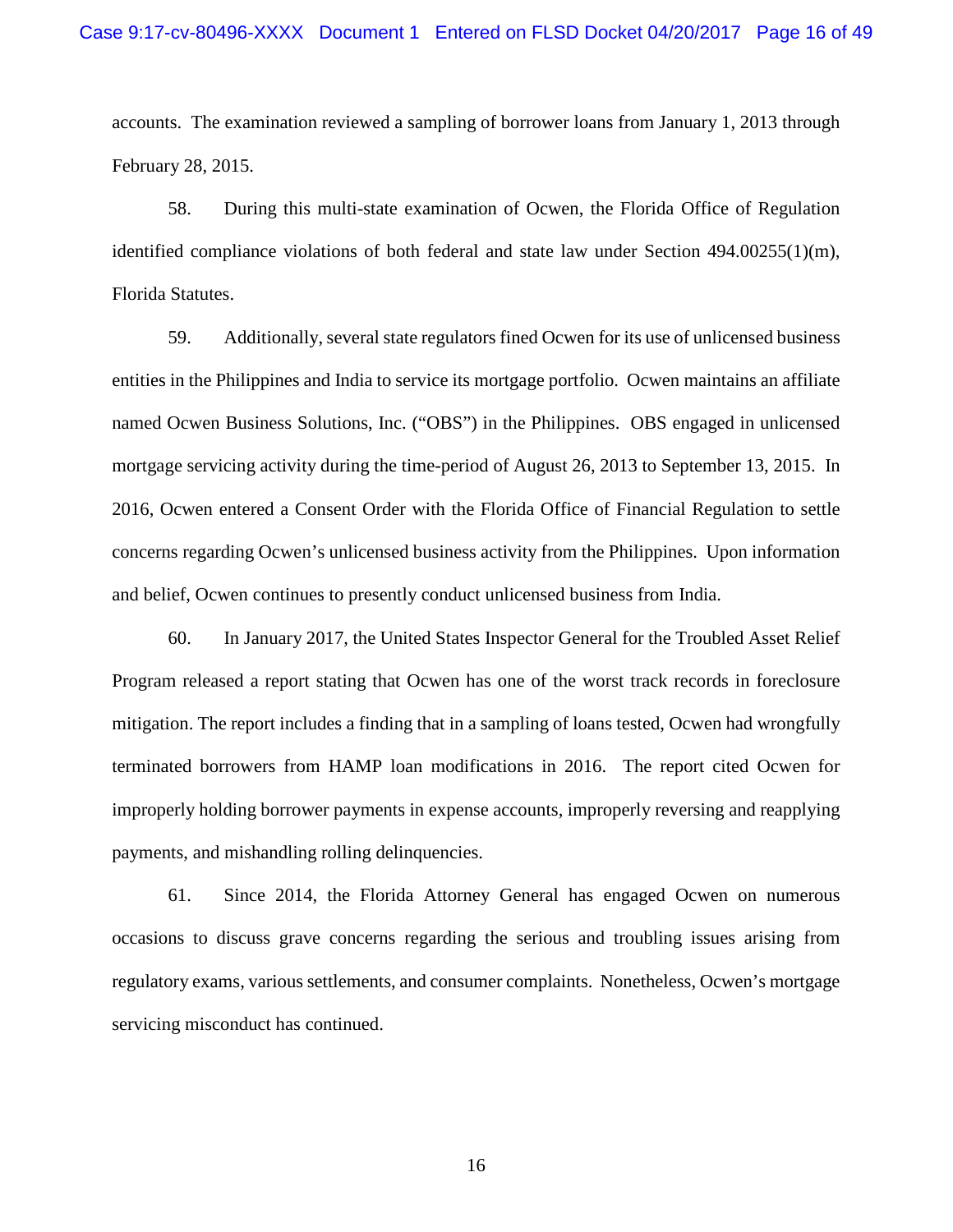accounts. The examination reviewed a sampling of borrower loans from January 1, 2013 through February 28, 2015.

58. During this multi-state examination of Ocwen, the Florida Office of Regulation identified compliance violations of both federal and state law under Section 494.00255(1)(m), Florida Statutes.

59. Additionally, several state regulators fined Ocwen for its use of unlicensed business entities in the Philippines and India to service its mortgage portfolio. Ocwen maintains an affiliate named Ocwen Business Solutions, Inc. ("OBS") in the Philippines. OBS engaged in unlicensed mortgage servicing activity during the time-period of August 26, 2013 to September 13, 2015. In 2016, Ocwen entered a Consent Order with the Florida Office of Financial Regulation to settle concerns regarding Ocwen's unlicensed business activity from the Philippines. Upon information and belief, Ocwen continues to presently conduct unlicensed business from India.

60. In January 2017, the United States Inspector General for the Troubled Asset Relief Program released a report stating that Ocwen has one of the worst track records in foreclosure mitigation. The report includes a finding that in a sampling of loans tested, Ocwen had wrongfully terminated borrowers from HAMP loan modifications in 2016. The report cited Ocwen for improperly holding borrower payments in expense accounts, improperly reversing and reapplying payments, and mishandling rolling delinquencies.

61. Since 2014, the Florida Attorney General has engaged Ocwen on numerous occasions to discuss grave concerns regarding the serious and troubling issues arising from regulatory exams, various settlements, and consumer complaints. Nonetheless, Ocwen's mortgage servicing misconduct has continued.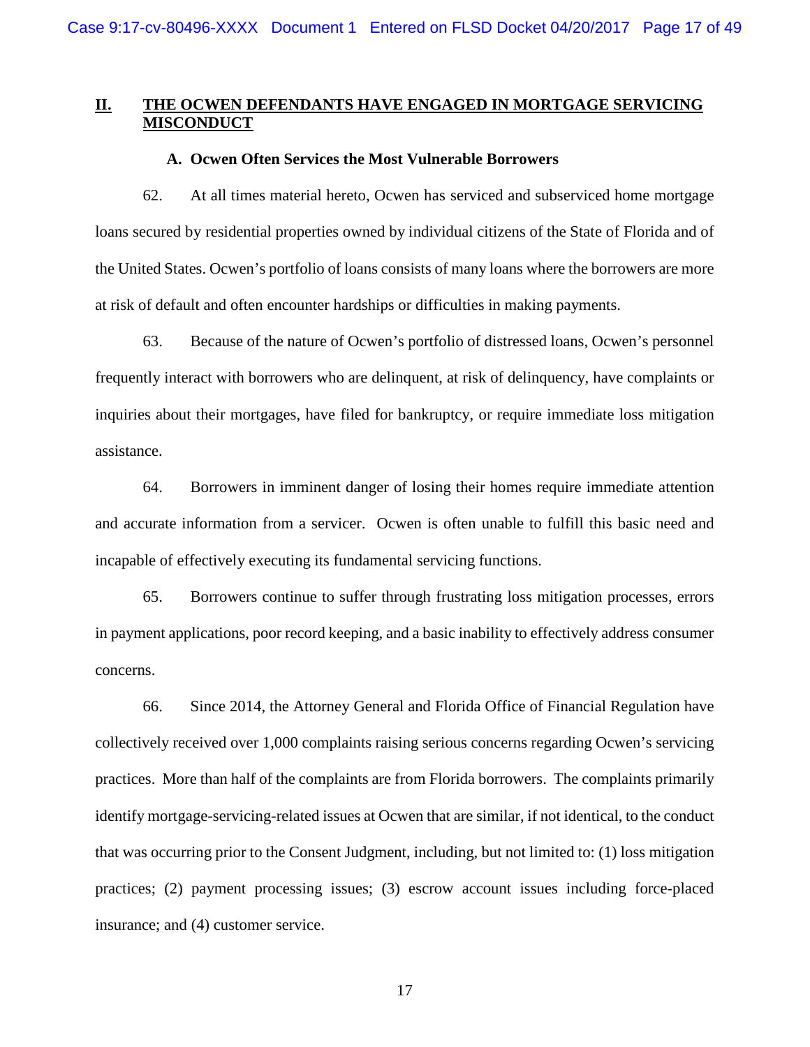## II. THE OCWEN DEFENDANTS HAVE ENGAGED IN MORTGAGE SERVICING MISCONDUCT

### A. Ocwen Often Services the Most Vulnerable Borrowers

62. At all times material hereto, Ocwen has serviced and subserviced home mortgage loans secured by residential properties owned by individual citizens of the State of Florida and of the United States. Ocwen's portfolio of loans consists of many loans where the borrowers are more at risk of default and often encounter hardships or difficulties in making payments.

63. Because of the nature of Ocwen's portfolio of distressed loans, Ocwen's personnel frequently interact with borrowers who are delinquent, at risk of delinquency, have complaints or inquiries about their mortgages, have filed for bankruptcy, or require immediate loss mitigation assistance.

64. Borrowers in imminent danger of losing their homes require immediate attention and accurate information from a servicer. Ocwen is often unable to fulfill this basic need and incapable of effectively executing its fundamental servicing functions.

65. Borrowers continue to suffer through frustrating loss mitigation processes, errors in payment applications, poor record keeping, and a basic inability to effectively address consumer concerns.

66. Since 2014, the Attorney General and Florida Office of Financial Regulation have collectively received over 1,000 complaints raising serious concerns regarding Ocwen's servicing practices. More than half of the complaints are from Florida borrowers. The complaints primarily identify mortgage-servicing-related issues at Ocwen that are similar, if not identical, to the conduct that was occurring prior to the Consent Judgment, including, but not limited to: (1) loss mitigation practices; (2) payment processing issues; (3) escrow account issues including force-placed insurance; and (4) customer service.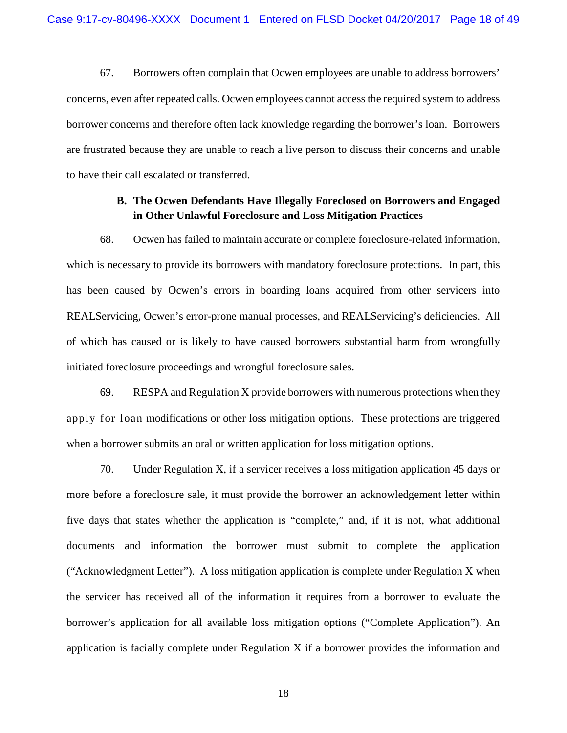67. Borrowers often complain that Ocwen employees are unable to address borrowers' concerns, even after repeated calls. Ocwen employees cannot access the required system to address borrower concerns and therefore often lack knowledge regarding the borrower's loan. Borrowers are frustrated because they are unable to reach a live person to discuss their concerns and unable to have their call escalated or transferred.

### B. The Ocwen Defendants Have Illegally Foreclosed on Borrowers and Engaged in Other Unlawful Foreclosure and Loss Mitigation Practices

68. Ocwen has failed to maintain accurate or complete foreclosure-related information, which is necessary to provide its borrowers with mandatory foreclosure protections. In part, this has been caused by Ocwen's errors in boarding loans acquired from other servicers into REALServicing, Ocwen's error-prone manual processes, and REALServicing's deficiencies. All of which has caused or is likely to have caused borrowers substantial harm from wrongfully initiated foreclosure proceedings and wrongful foreclosure sales.

69. RESPA and Regulation X provide borrowers with numerous protections when they apply for loan modifications or other loss mitigation options. These protections are triggered when a borrower submits an oral or written application for loss mitigation options.

70. Under Regulation X, if a servicer receives a loss mitigation application 45 days or more before a foreclosure sale, it must provide the borrower an acknowledgement letter within five days that states whether the application is "complete," and, if it is not, what additional documents and information the borrower must submit to complete the application ("Acknowledgment Letter"). A loss mitigation application is complete under Regulation X when the servicer has received all of the information it requires from a borrower to evaluate the borrower's application for all available loss mitigation options ("Complete Application"). An application is facially complete under Regulation X if a borrower provides the information and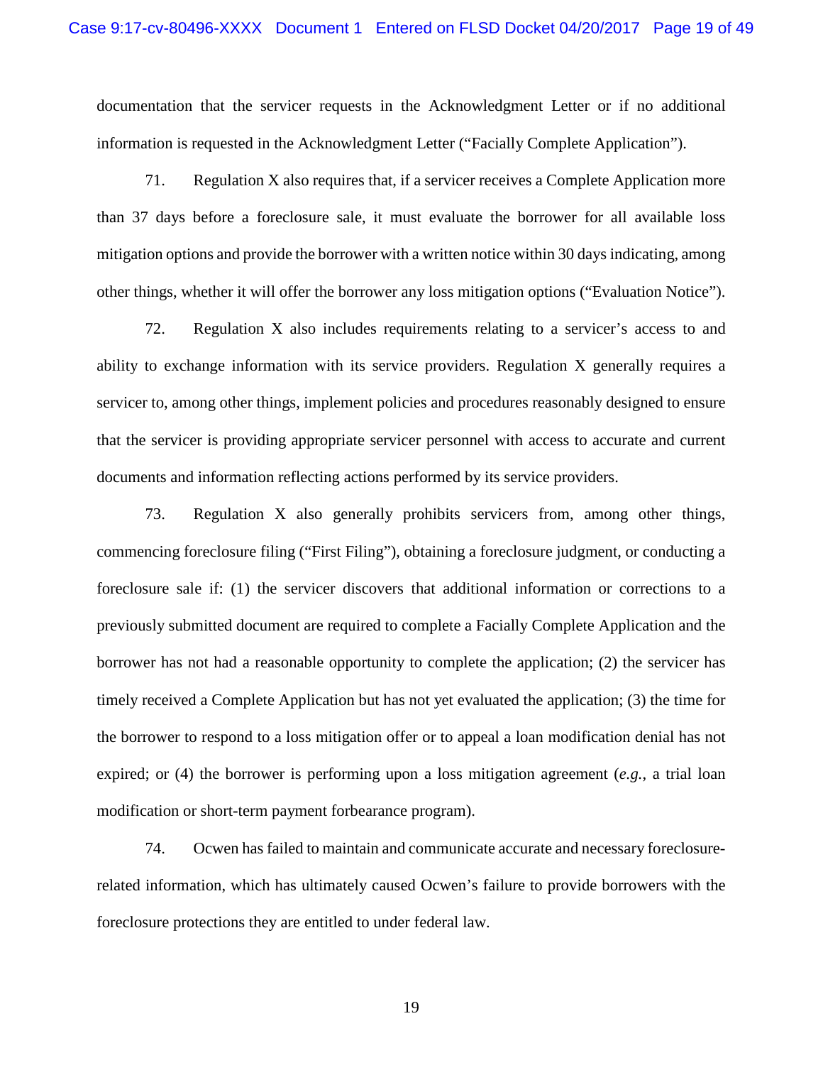documentation that the servicer requests in the Acknowledgment Letter or if no additional information is requested in the Acknowledgment Letter ("Facially Complete Application").

71. Regulation X also requires that, if a servicer receives a Complete Application more than 37 days before a foreclosure sale, it must evaluate the borrower for all available loss mitigation options and provide the borrower with a written notice within 30 days indicating, among other things, whether it will offer the borrower any loss mitigation options ("Evaluation Notice").

72. Regulation X also includes requirements relating to a servicer's access to and ability to exchange information with its service providers. Regulation X generally requires a servicer to, among other things, implement policies and procedures reasonably designed to ensure that the servicer is providing appropriate servicer personnel with access to accurate and current documents and information reflecting actions performed by its service providers.

73. Regulation X also generally prohibits servicers from, among other things, commencing foreclosure filing ("First Filing"), obtaining a foreclosure judgment, or conducting a foreclosure sale if: (1) the servicer discovers that additional information or corrections to a previously submitted document are required to complete a Facially Complete Application and the borrower has not had a reasonable opportunity to complete the application; (2) the servicer has timely received a Complete Application but has not yet evaluated the application; (3) the time for the borrower to respond to a loss mitigation offer or to appeal a loan modification denial has not expired; or (4) the borrower is performing upon a loss mitigation agreement (*e.g.*, a trial loan modification or short-term payment forbearance program).

74. Ocwen has failed to maintain and communicate accurate and necessary foreclosure-related information, which has ultimately caused Ocwen's failure to provide borrowers with the foreclosure protections they are entitled to under federal law.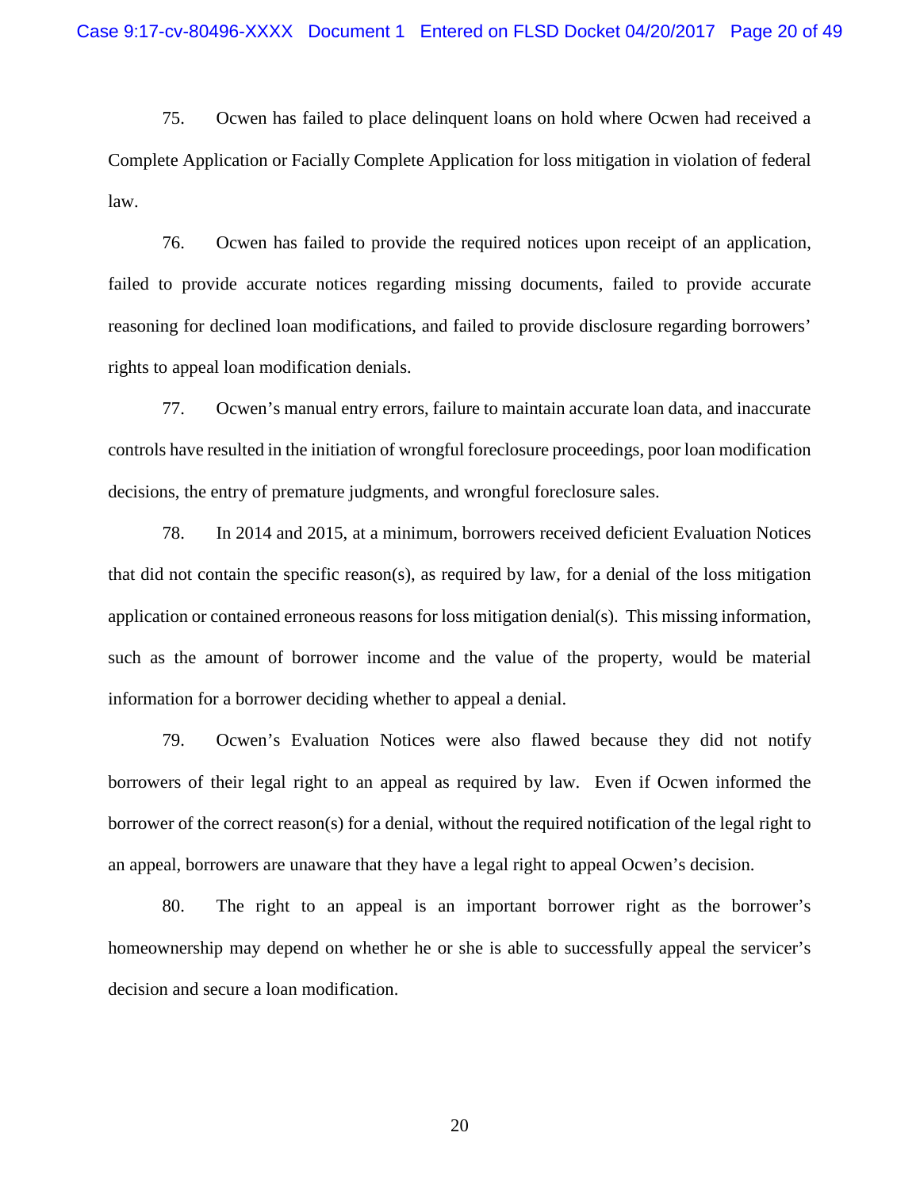75. Ocwen has failed to place delinquent loans on hold where Ocwen had received a Complete Application or Facially Complete Application for loss mitigation in violation of federal law.

76. Ocwen has failed to provide the required notices upon receipt of an application, failed to provide accurate notices regarding missing documents, failed to provide accurate reasoning for declined loan modifications, and failed to provide disclosure regarding borrowers' rights to appeal loan modification denials.

77. Ocwen's manual entry errors, failure to maintain accurate loan data, and inaccurate controls have resulted in the initiation of wrongful foreclosure proceedings, poor loan modification decisions, the entry of premature judgments, and wrongful foreclosure sales.

78. In 2014 and 2015, at a minimum, borrowers received deficient Evaluation Notices that did not contain the specific reason(s), as required by law, for a denial of the loss mitigation application or contained erroneous reasons for loss mitigation denial(s). This missing information, such as the amount of borrower income and the value of the property, would be material information for a borrower deciding whether to appeal a denial.

79. Ocwen's Evaluation Notices were also flawed because they did not notify borrowers of their legal right to an appeal as required by law. Even if Ocwen informed the borrower of the correct reason(s) for a denial, without the required notification of the legal right to an appeal, borrowers are unaware that they have a legal right to appeal Ocwen's decision.

80. The right to an appeal is an important borrower right as the borrower's homeownership may depend on whether he or she is able to successfully appeal the servicer's decision and secure a loan modification.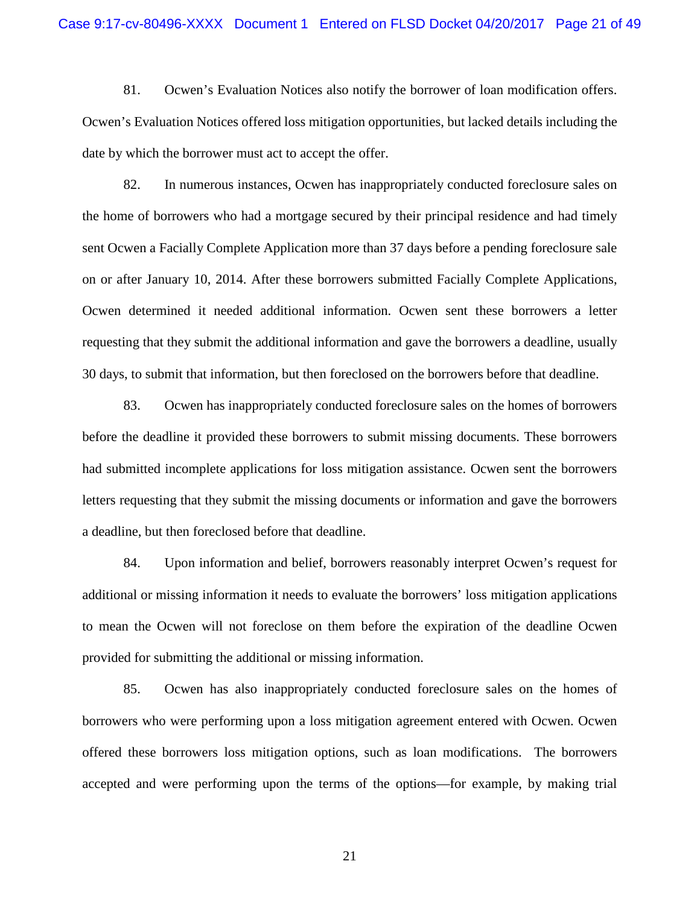81. Ocwen's Evaluation Notices also notify the borrower of loan modification offers. Ocwen's Evaluation Notices offered loss mitigation opportunities, but lacked details including the date by which the borrower must act to accept the offer.

82. In numerous instances, Ocwen has inappropriately conducted foreclosure sales on the home of borrowers who had a mortgage secured by their principal residence and had timely sent Ocwen a Facially Complete Application more than 37 days before a pending foreclosure sale on or after January 10, 2014. After these borrowers submitted Facially Complete Applications, Ocwen determined it needed additional information. Ocwen sent these borrowers a letter requesting that they submit the additional information and gave the borrowers a deadline, usually 30 days, to submit that information, but then foreclosed on the borrowers before that deadline.

83. Ocwen has inappropriately conducted foreclosure sales on the homes of borrowers before the deadline it provided these borrowers to submit missing documents. These borrowers had submitted incomplete applications for loss mitigation assistance. Ocwen sent the borrowers letters requesting that they submit the missing documents or information and gave the borrowers a deadline, but then foreclosed before that deadline.

84. Upon information and belief, borrowers reasonably interpret Ocwen's request for additional or missing information it needs to evaluate the borrowers' loss mitigation applications to mean the Ocwen will not foreclose on them before the expiration of the deadline Ocwen provided for submitting the additional or missing information.

85. Ocwen has also inappropriately conducted foreclosure sales on the homes of borrowers who were performing upon a loss mitigation agreement entered with Ocwen. Ocwen offered these borrowers loss mitigation options, such as loan modifications. The borrowers accepted and were performing upon the terms of the options—for example, by making trial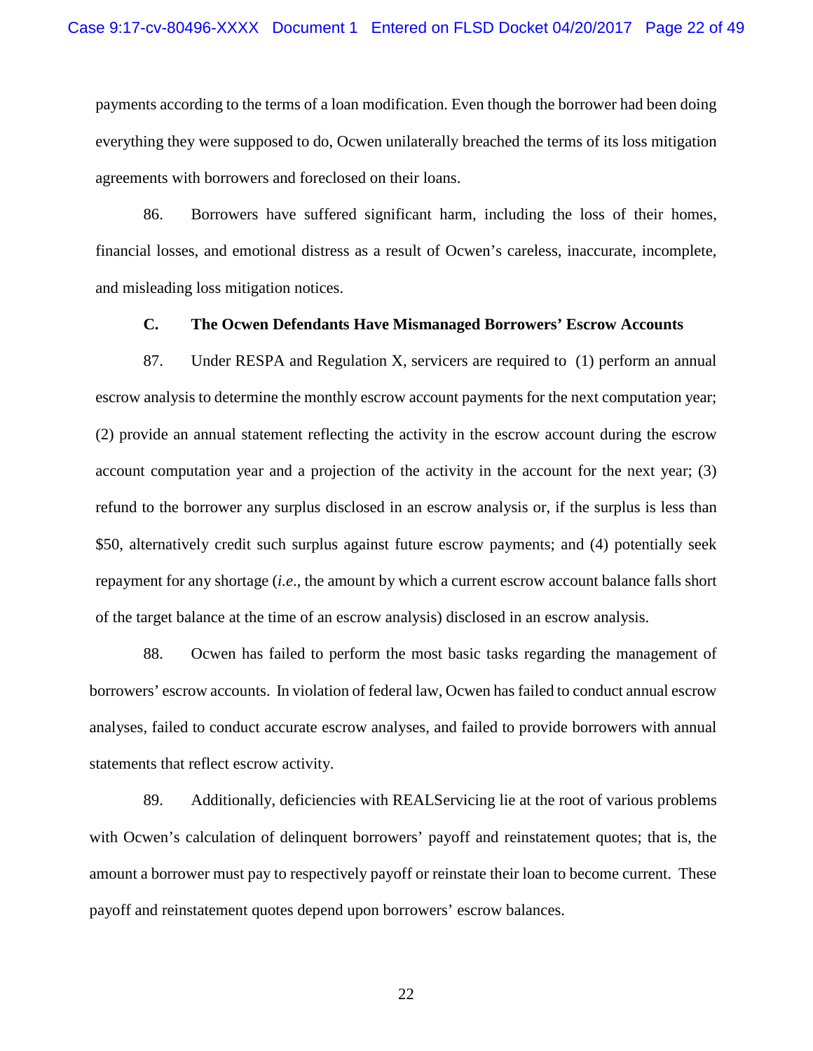payments according to the terms of a loan modification. Even though the borrower had been doing everything they were supposed to do, Ocwen unilaterally breached the terms of its loss mitigation agreements with borrowers and foreclosed on their loans.

86. Borrowers have suffered significant harm, including the loss of their homes, financial losses, and emotional distress as a result of Ocwen's careless, inaccurate, incomplete, and misleading loss mitigation notices.

### C. The Ocwen Defendants Have Mismanaged Borrowers' Escrow Accounts

87. Under RESPA and Regulation X, servicers are required to (1) perform an annual escrow analysis to determine the monthly escrow account payments for the next computation year; (2) provide an annual statement reflecting the activity in the escrow account during the escrow account computation year and a projection of the activity in the account for the next year; (3) refund to the borrower any surplus disclosed in an escrow analysis or, if the surplus is less than \$50, alternatively credit such surplus against future escrow payments; and (4) potentially seek repayment for any shortage (*i.e.*, the amount by which a current escrow account balance falls short of the target balance at the time of an escrow analysis) disclosed in an escrow analysis.

88. Ocwen has failed to perform the most basic tasks regarding the management of borrowers' escrow accounts. In violation of federal law, Ocwen has failed to conduct annual escrow analyses, failed to conduct accurate escrow analyses, and failed to provide borrowers with annual statements that reflect escrow activity.

89. Additionally, deficiencies with REALServicing lie at the root of various problems with Ocwen's calculation of delinquent borrowers' payoff and reinstatement quotes; that is, the amount a borrower must pay to respectively payoff or reinstate their loan to become current. These payoff and reinstatement quotes depend upon borrowers' escrow balances.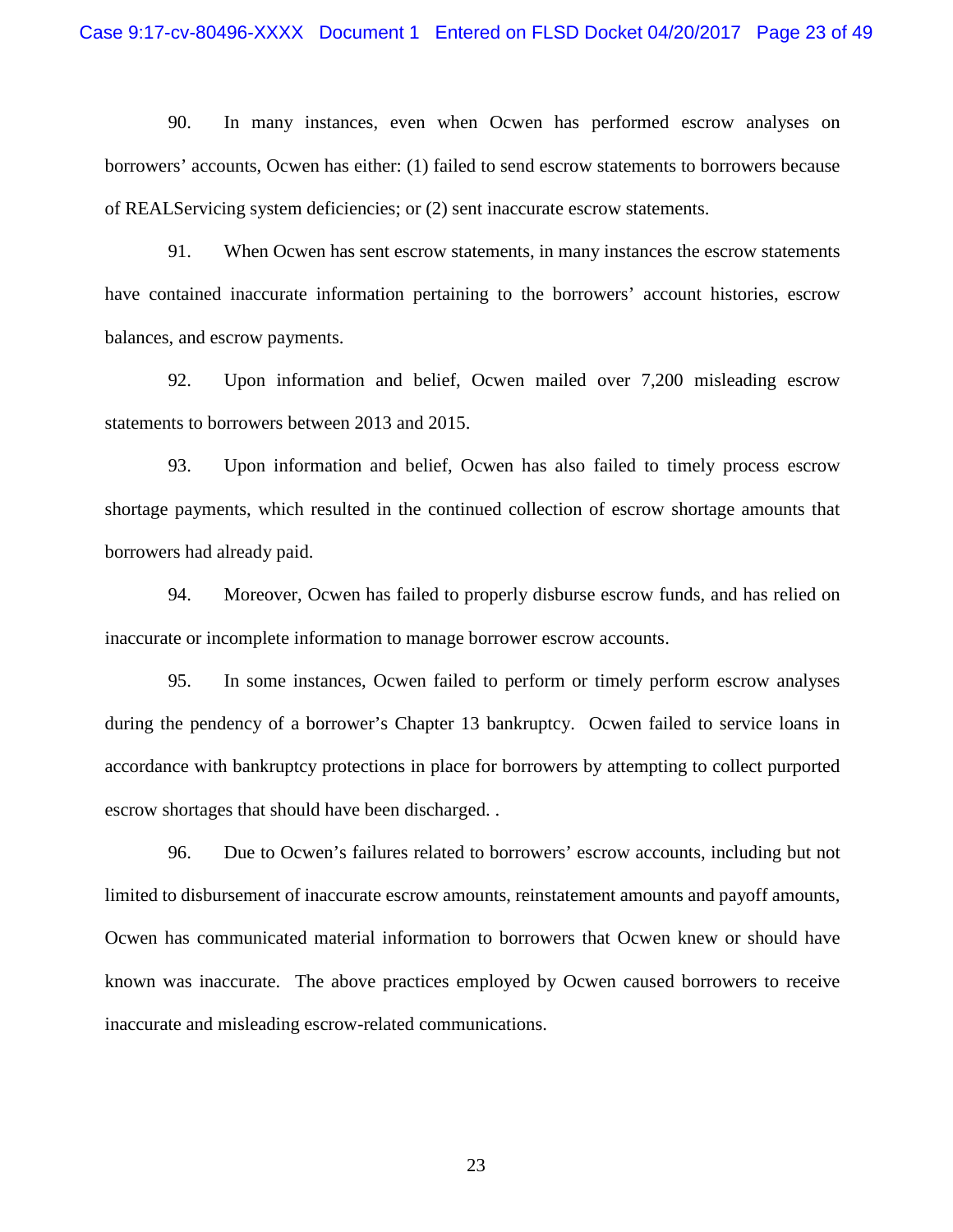90. In many instances, even when Ocwen has performed escrow analyses on borrowers' accounts, Ocwen has either: (1) failed to send escrow statements to borrowers because of REALServicing system deficiencies; or (2) sent inaccurate escrow statements.

91. When Ocwen has sent escrow statements, in many instances the escrow statements have contained inaccurate information pertaining to the borrowers' account histories, escrow balances, and escrow payments.

92. Upon information and belief, Ocwen mailed over 7,200 misleading escrow statements to borrowers between 2013 and 2015.

93. Upon information and belief, Ocwen has also failed to timely process escrow shortage payments, which resulted in the continued collection of escrow shortage amounts that borrowers had already paid.

94. Moreover, Ocwen has failed to properly disburse escrow funds, and has relied on inaccurate or incomplete information to manage borrower escrow accounts.

95. In some instances, Ocwen failed to perform or timely perform escrow analyses during the pendency of a borrower's Chapter 13 bankruptcy. Ocwen failed to service loans in accordance with bankruptcy protections in place for borrowers by attempting to collect purported escrow shortages that should have been discharged. .

96. Due to Ocwen's failures related to borrowers' escrow accounts, including but not limited to disbursement of inaccurate escrow amounts, reinstatement amounts and payoff amounts, Ocwen has communicated material information to borrowers that Ocwen knew or should have known was inaccurate. The above practices employed by Ocwen caused borrowers to receive inaccurate and misleading escrow-related communications.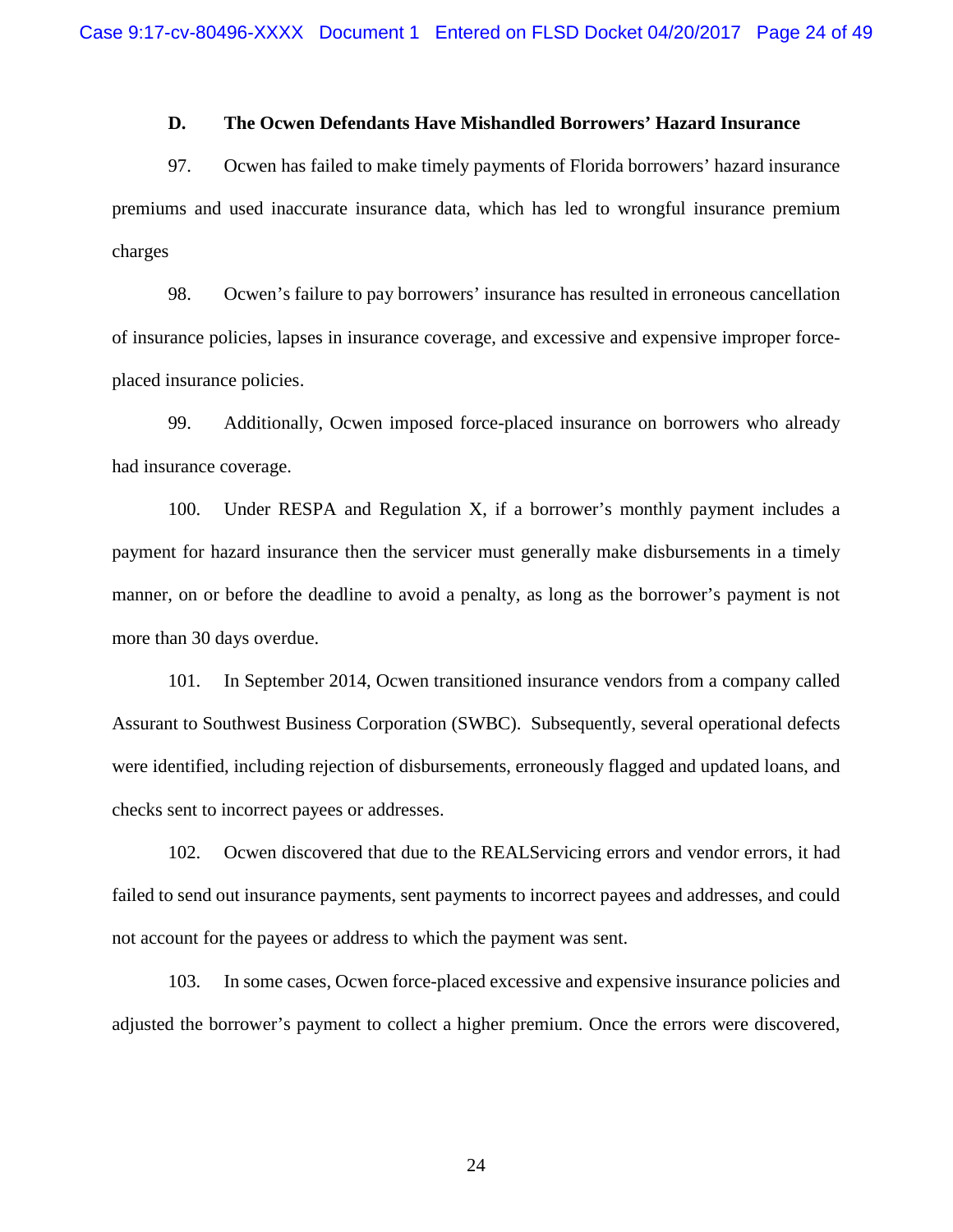### D. The Ocwen Defendants Have Mishandled Borrowers' Hazard Insurance

97. Ocwen has failed to make timely payments of Florida borrowers' hazard insurance premiums and used inaccurate insurance data, which has led to wrongful insurance premium charges

98. Ocwen's failure to pay borrowers' insurance has resulted in erroneous cancellation of insurance policies, lapses in insurance coverage, and excessive and expensive improper force-placed insurance policies.

99. Additionally, Ocwen imposed force-placed insurance on borrowers who already had insurance coverage.

100. Under RESPA and Regulation X, if a borrower's monthly payment includes a payment for hazard insurance then the servicer must generally make disbursements in a timely manner, on or before the deadline to avoid a penalty, as long as the borrower's payment is not more than 30 days overdue.

101. In September 2014, Ocwen transitioned insurance vendors from a company called Assurant to Southwest Business Corporation (SWBC). Subsequently, several operational defects were identified, including rejection of disbursements, erroneously flagged and updated loans, and checks sent to incorrect payees or addresses.

102. Ocwen discovered that due to the REALServicing errors and vendor errors, it had failed to send out insurance payments, sent payments to incorrect payees and addresses, and could not account for the payees or address to which the payment was sent.

103. In some cases, Ocwen force-placed excessive and expensive insurance policies and adjusted the borrower's payment to collect a higher premium. Once the errors were discovered,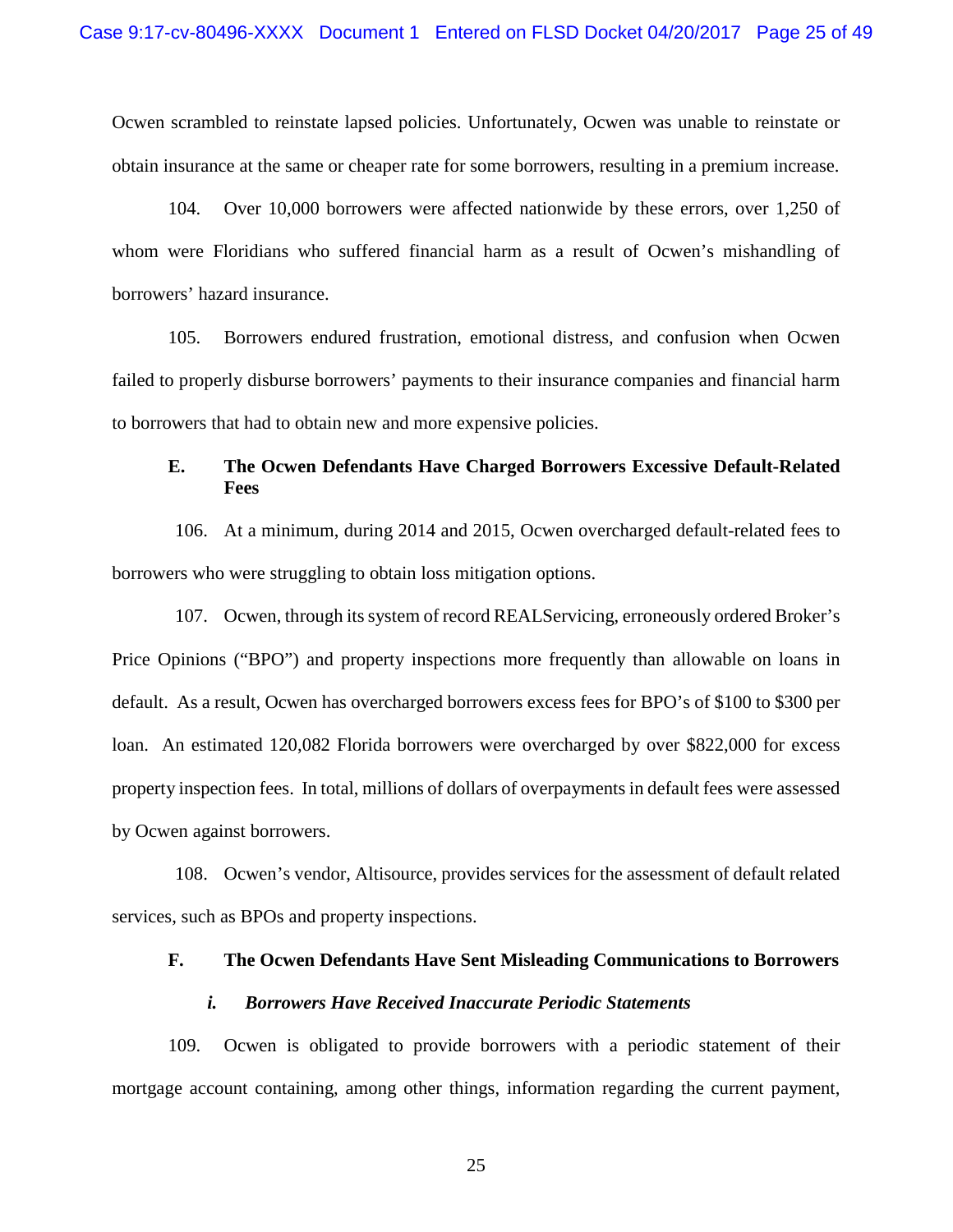Ocwen scrambled to reinstate lapsed policies. Unfortunately, Ocwen was unable to reinstate or obtain insurance at the same or cheaper rate for some borrowers, resulting in a premium increase.

104. Over 10,000 borrowers were affected nationwide by these errors, over 1,250 of whom were Floridians who suffered financial harm as a result of Ocwen's mishandling of borrowers' hazard insurance.

105. Borrowers endured frustration, emotional distress, and confusion when Ocwen failed to properly disburse borrowers' payments to their insurance companies and financial harm to borrowers that had to obtain new and more expensive policies.

**E. The Ocwen Defendants Have Charged Borrowers Excessive Default-Related Fees**

106. At a minimum, during 2014 and 2015, Ocwen overcharged default-related fees to borrowers who were struggling to obtain loss mitigation options.

107. Ocwen, through its system of record REALServicing, erroneously ordered Broker's Price Opinions ("BPO") and property inspections more frequently than allowable on loans in default. As a result, Ocwen has overcharged borrowers excess fees for BPO's of $100 to $300 per loan. An estimated 120,082 Florida borrowers were overcharged by over $822,000 for excess property inspection fees. In total, millions of dollars of overpayments in default fees were assessed by Ocwen against borrowers.

108. Ocwen's vendor, Altisource, provides services for the assessment of default related services, such as BPOs and property inspections.

**F. The Ocwen Defendants Have Sent Misleading Communications to Borrowers**

***i. Borrowers Have Received Inaccurate Periodic Statements***

109. Ocwen is obligated to provide borrowers with a periodic statement of their mortgage account containing, among other things, information regarding the current payment,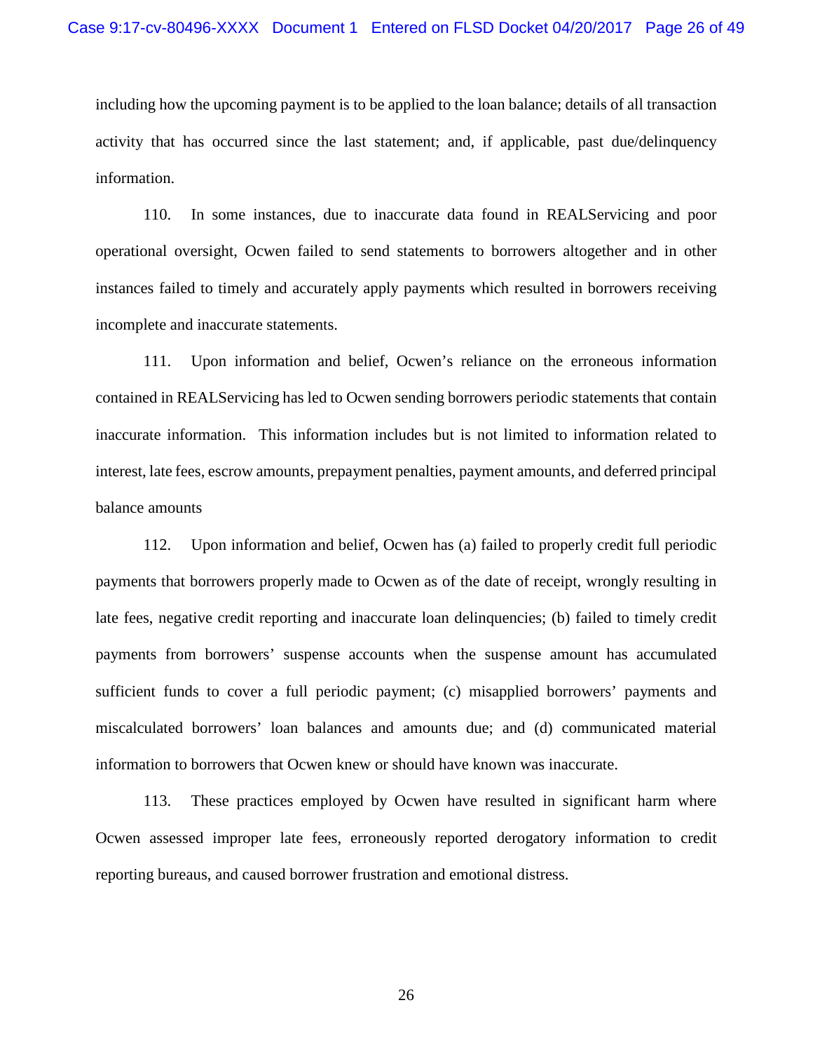including how the upcoming payment is to be applied to the loan balance; details of all transaction activity that has occurred since the last statement; and, if applicable, past due/delinquency information.

110. In some instances, due to inaccurate data found in REALServicing and poor operational oversight, Ocwen failed to send statements to borrowers altogether and in other instances failed to timely and accurately apply payments which resulted in borrowers receiving incomplete and inaccurate statements.

111. Upon information and belief, Ocwen's reliance on the erroneous information contained in REALServicing has led to Ocwen sending borrowers periodic statements that contain inaccurate information. This information includes but is not limited to information related to interest, late fees, escrow amounts, prepayment penalties, payment amounts, and deferred principal balance amounts

112. Upon information and belief, Ocwen has (a) failed to properly credit full periodic payments that borrowers properly made to Ocwen as of the date of receipt, wrongly resulting in late fees, negative credit reporting and inaccurate loan delinquencies; (b) failed to timely credit payments from borrowers' suspense accounts when the suspense amount has accumulated sufficient funds to cover a full periodic payment; (c) misapplied borrowers' payments and miscalculated borrowers' loan balances and amounts due; and (d) communicated material information to borrowers that Ocwen knew or should have known was inaccurate.

113. These practices employed by Ocwen have resulted in significant harm where Ocwen assessed improper late fees, erroneously reported derogatory information to credit reporting bureaus, and caused borrower frustration and emotional distress.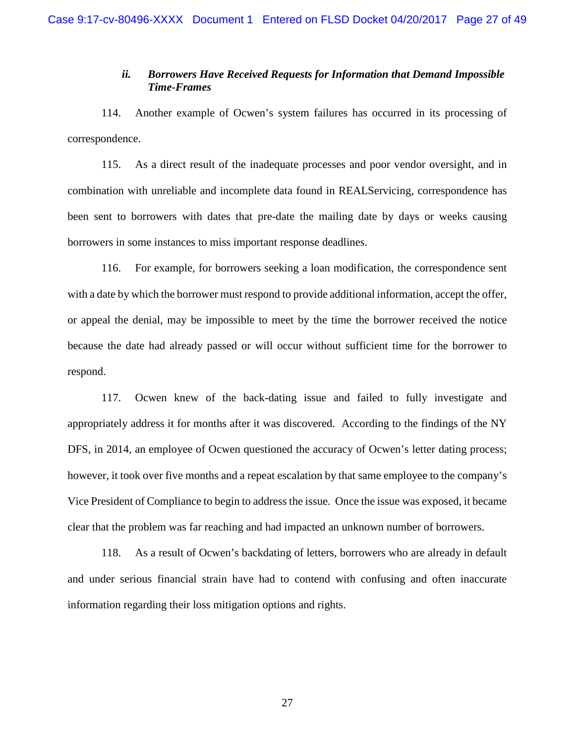### ii. *Borrowers Have Received Requests for Information that Demand Impossible Time-Frames*

114. Another example of Ocwen's system failures has occurred in its processing of correspondence.

115. As a direct result of the inadequate processes and poor vendor oversight, and in combination with unreliable and incomplete data found in REALServicing, correspondence has been sent to borrowers with dates that pre-date the mailing date by days or weeks causing borrowers in some instances to miss important response deadlines.

116. For example, for borrowers seeking a loan modification, the correspondence sent with a date by which the borrower must respond to provide additional information, accept the offer, or appeal the denial, may be impossible to meet by the time the borrower received the notice because the date had already passed or will occur without sufficient time for the borrower to respond.

117. Ocwen knew of the back-dating issue and failed to fully investigate and appropriately address it for months after it was discovered. According to the findings of the NY DFS, in 2014, an employee of Ocwen questioned the accuracy of Ocwen's letter dating process; however, it took over five months and a repeat escalation by that same employee to the company's Vice President of Compliance to begin to address the issue. Once the issue was exposed, it became clear that the problem was far reaching and had impacted an unknown number of borrowers.

118. As a result of Ocwen's backdating of letters, borrowers who are already in default and under serious financial strain have had to contend with confusing and often inaccurate information regarding their loss mitigation options and rights.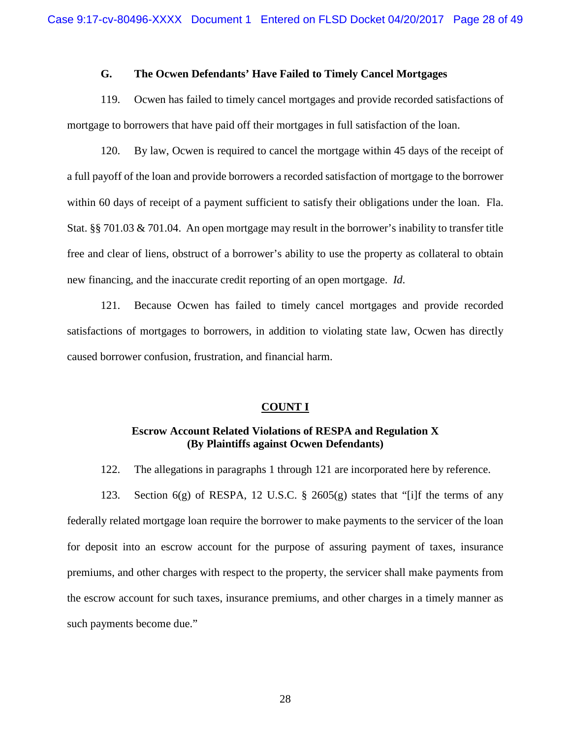### G. The Ocwen Defendants' Have Failed to Timely Cancel Mortgages

119. Ocwen has failed to timely cancel mortgages and provide recorded satisfactions of mortgage to borrowers that have paid off their mortgages in full satisfaction of the loan.

120. By law, Ocwen is required to cancel the mortgage within 45 days of the receipt of a full payoff of the loan and provide borrowers a recorded satisfaction of mortgage to the borrower within 60 days of receipt of a payment sufficient to satisfy their obligations under the loan. Fla. Stat. §§ 701.03 & 701.04. An open mortgage may result in the borrower's inability to transfer title free and clear of liens, obstruct of a borrower's ability to use the property as collateral to obtain new financing, and the inaccurate credit reporting of an open mortgage. *Id*.

121. Because Ocwen has failed to timely cancel mortgages and provide recorded satisfactions of mortgages to borrowers, in addition to violating state law, Ocwen has directly caused borrower confusion, frustration, and financial harm.

## COUNT I

### Escrow Account Related Violations of RESPA and Regulation X
### (By Plaintiffs against Ocwen Defendants)

122. The allegations in paragraphs 1 through 121 are incorporated here by reference.

123. Section 6(g) of RESPA, 12 U.S.C. § 2605(g) states that "[i]f the terms of any federally related mortgage loan require the borrower to make payments to the servicer of the loan for deposit into an escrow account for the purpose of assuring payment of taxes, insurance premiums, and other charges with respect to the property, the servicer shall make payments from the escrow account for such taxes, insurance premiums, and other charges in a timely manner as such payments become due."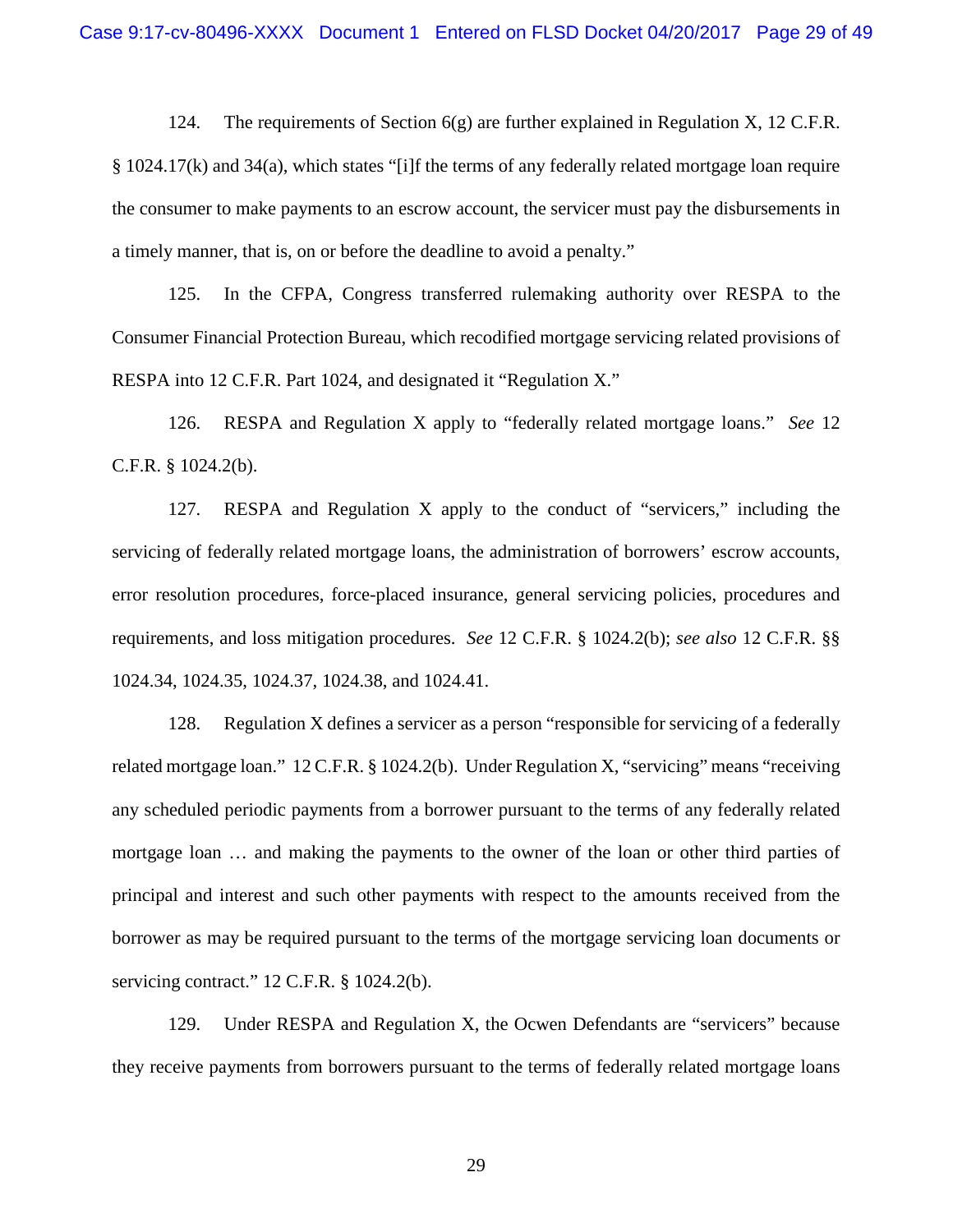124. The requirements of Section 6(g) are further explained in Regulation X, 12 C.F.R. § 1024.17(k) and 34(a), which states "[i]f the terms of any federally related mortgage loan require the consumer to make payments to an escrow account, the servicer must pay the disbursements in a timely manner, that is, on or before the deadline to avoid a penalty."

125. In the CFPA, Congress transferred rulemaking authority over RESPA to the Consumer Financial Protection Bureau, which recodified mortgage servicing related provisions of RESPA into 12 C.F.R. Part 1024, and designated it "Regulation X."

126. RESPA and Regulation X apply to "federally related mortgage loans." *See* 12 C.F.R. § 1024.2(b).

127. RESPA and Regulation X apply to the conduct of "servicers," including the servicing of federally related mortgage loans, the administration of borrowers' escrow accounts, error resolution procedures, force-placed insurance, general servicing policies, procedures and requirements, and loss mitigation procedures. *See* 12 C.F.R. § 1024.2(b); *see also* 12 C.F.R. §§ 1024.34, 1024.35, 1024.37, 1024.38, and 1024.41.

128. Regulation X defines a servicer as a person "responsible for servicing of a federally related mortgage loan." 12 C.F.R. § 1024.2(b). Under Regulation X, "servicing" means "receiving any scheduled periodic payments from a borrower pursuant to the terms of any federally related mortgage loan … and making the payments to the owner of the loan or other third parties of principal and interest and such other payments with respect to the amounts received from the borrower as may be required pursuant to the terms of the mortgage servicing loan documents or servicing contract." 12 C.F.R. § 1024.2(b).

129. Under RESPA and Regulation X, the Ocwen Defendants are "servicers" because they receive payments from borrowers pursuant to the terms of federally related mortgage loans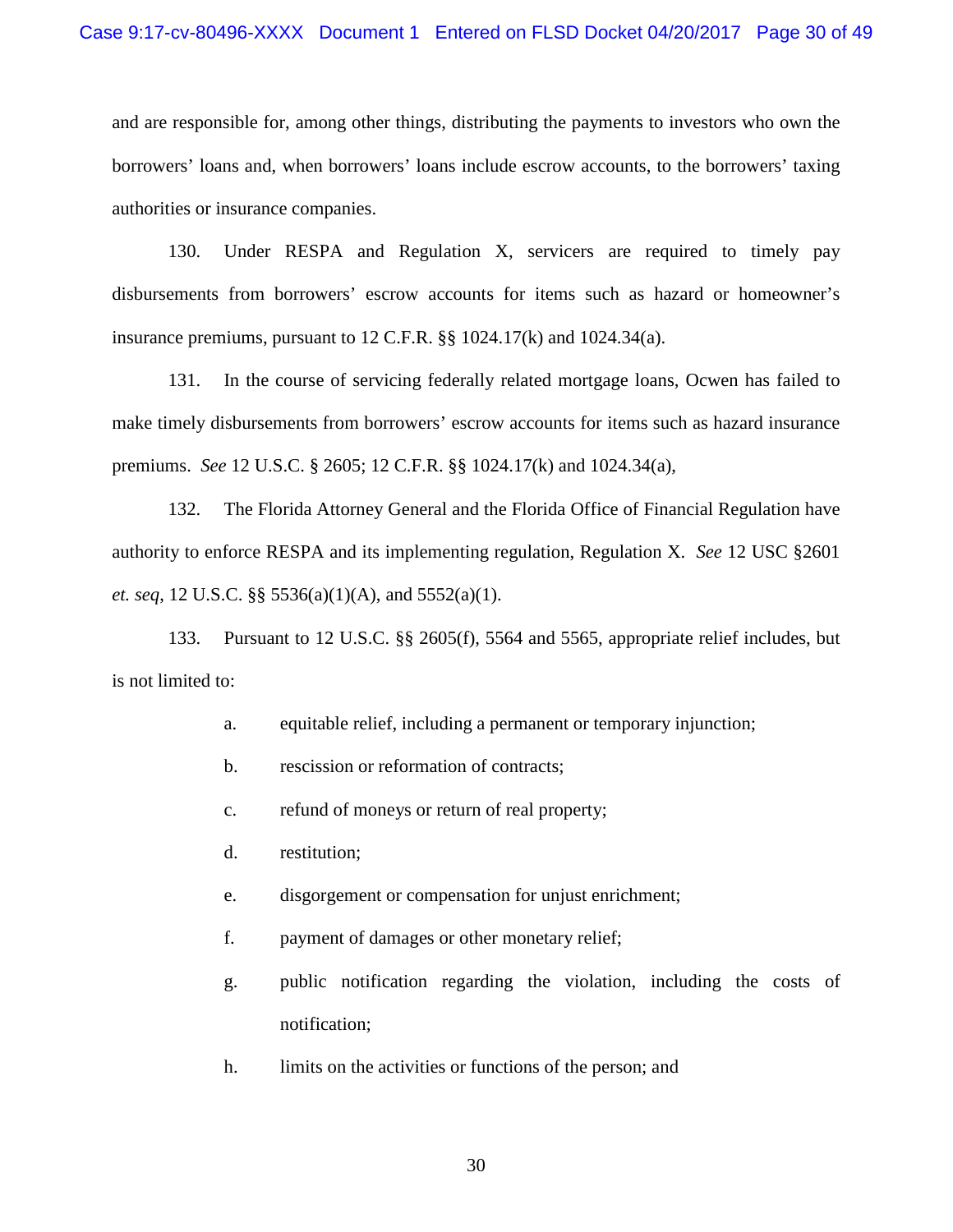and are responsible for, among other things, distributing the payments to investors who own the borrowers' loans and, when borrowers' loans include escrow accounts, to the borrowers' taxing authorities or insurance companies.

130. Under RESPA and Regulation X, servicers are required to timely pay disbursements from borrowers' escrow accounts for items such as hazard or homeowner's insurance premiums, pursuant to 12 C.F.R. §§ 1024.17(k) and 1024.34(a).

131. In the course of servicing federally related mortgage loans, Ocwen has failed to make timely disbursements from borrowers' escrow accounts for items such as hazard insurance premiums. *See* 12 U.S.C. § 2605; 12 C.F.R. §§ 1024.17(k) and 1024.34(a),

132. The Florida Attorney General and the Florida Office of Financial Regulation have authority to enforce RESPA and its implementing regulation, Regulation X. *See* 12 USC §2601 *et. seq*, 12 U.S.C. §§ 5536(a)(1)(A), and 5552(a)(1).

133. Pursuant to 12 U.S.C. §§ 2605(f), 5564 and 5565, appropriate relief includes, but is not limited to:

a. equitable relief, including a permanent or temporary injunction;

b. rescission or reformation of contracts;

c. refund of moneys or return of real property;

d. restitution;

e. disgorgement or compensation for unjust enrichment;

f. payment of damages or other monetary relief;

g. public notification regarding the violation, including the costs of notification;

h. limits on the activities or functions of the person; and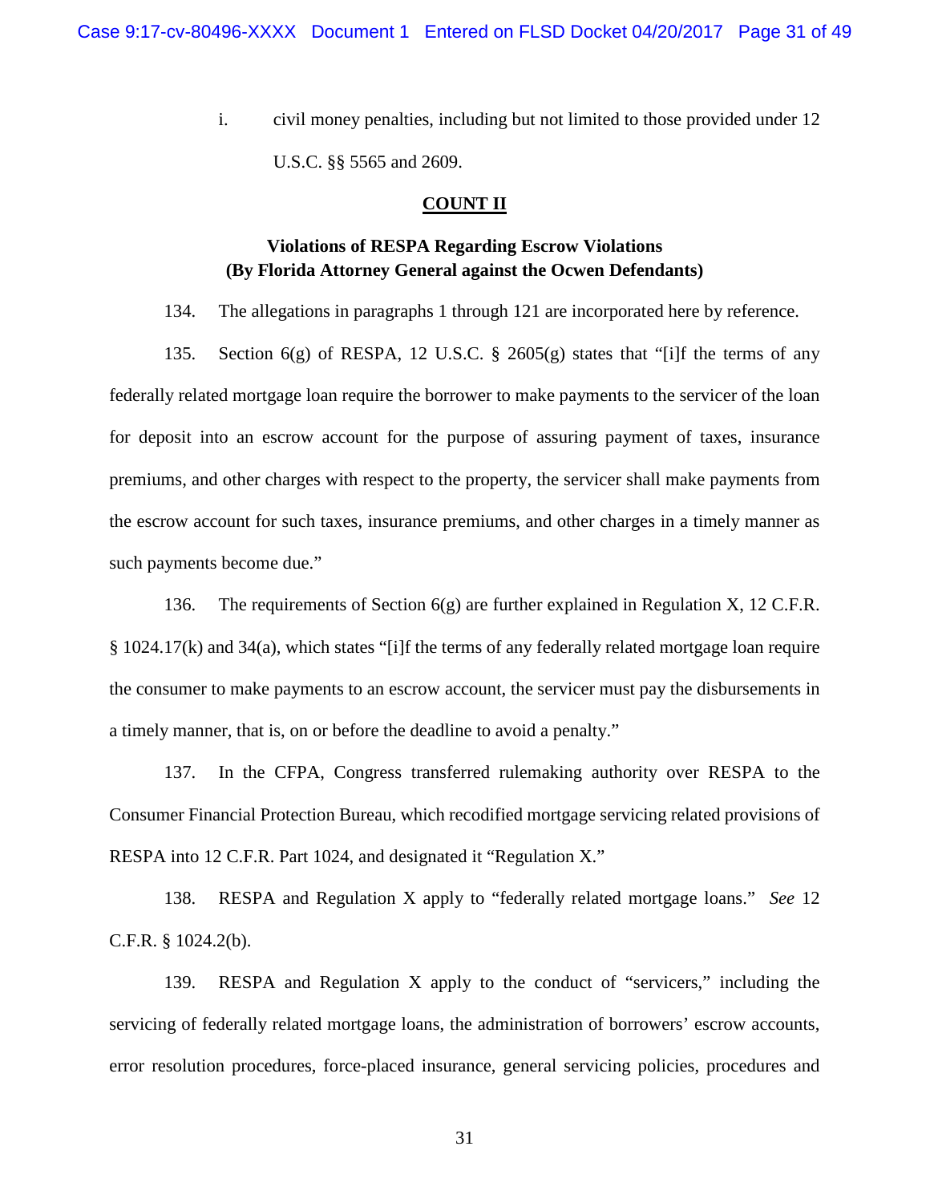i. civil money penalties, including but not limited to those provided under 12 U.S.C. §§ 5565 and 2609.

## COUNT II

### Violations of RESPA Regarding Escrow Violations (By Florida Attorney General against the Ocwen Defendants)

134. The allegations in paragraphs 1 through 121 are incorporated here by reference.

135. Section 6(g) of RESPA, 12 U.S.C. § 2605(g) states that "[i]f the terms of any federally related mortgage loan require the borrower to make payments to the servicer of the loan for deposit into an escrow account for the purpose of assuring payment of taxes, insurance premiums, and other charges with respect to the property, the servicer shall make payments from the escrow account for such taxes, insurance premiums, and other charges in a timely manner as such payments become due."

136. The requirements of Section 6(g) are further explained in Regulation X, 12 C.F.R. § 1024.17(k) and 34(a), which states "[i]f the terms of any federally related mortgage loan require the consumer to make payments to an escrow account, the servicer must pay the disbursements in a timely manner, that is, on or before the deadline to avoid a penalty."

137. In the CFPA, Congress transferred rulemaking authority over RESPA to the Consumer Financial Protection Bureau, which recodified mortgage servicing related provisions of RESPA into 12 C.F.R. Part 1024, and designated it "Regulation X."

138. RESPA and Regulation X apply to "federally related mortgage loans." *See* 12 C.F.R. § 1024.2(b).

139. RESPA and Regulation X apply to the conduct of "servicers," including the servicing of federally related mortgage loans, the administration of borrowers' escrow accounts, error resolution procedures, force-placed insurance, general servicing policies, procedures and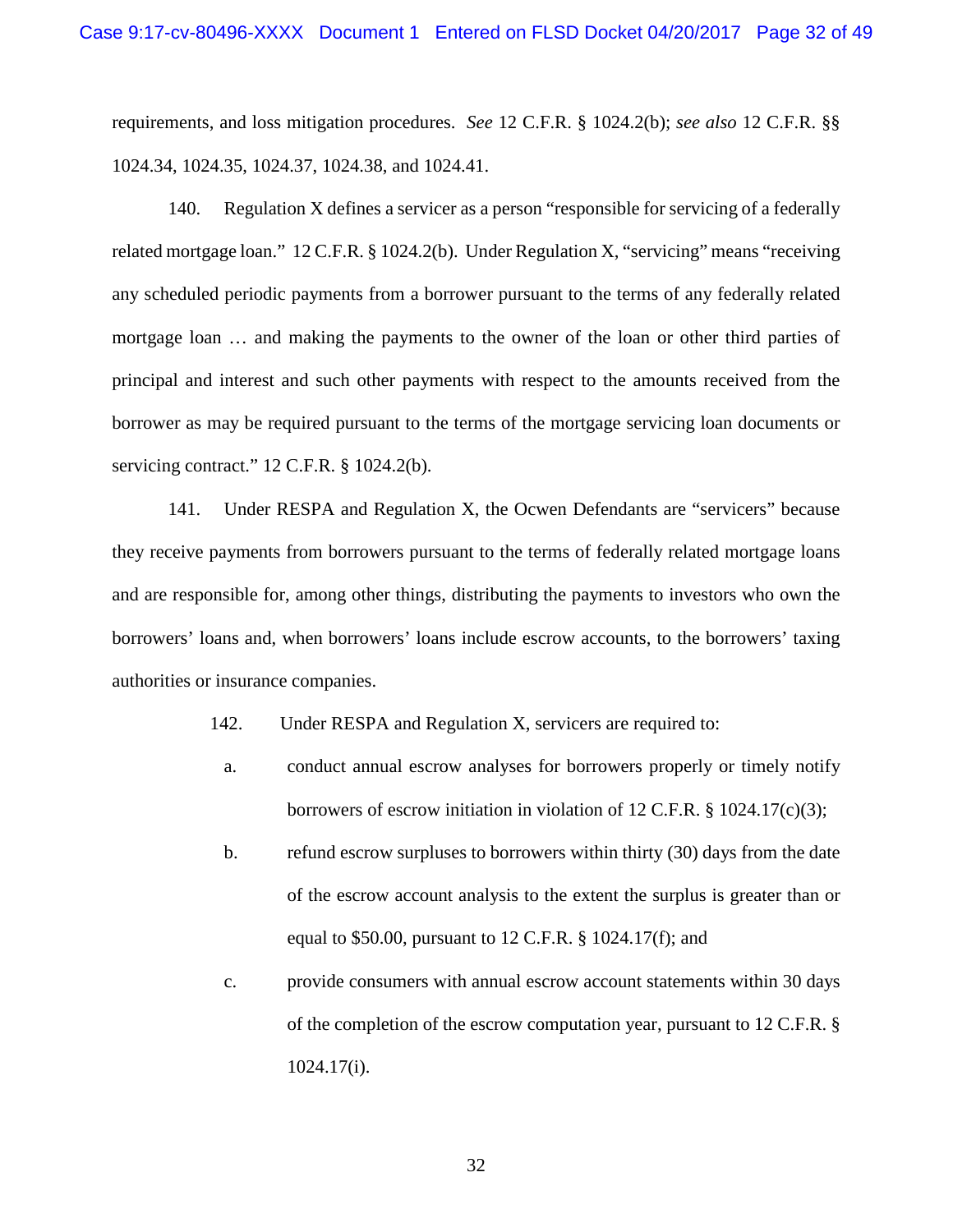requirements, and loss mitigation procedures. *See* 12 C.F.R. § 1024.2(b); *see also* 12 C.F.R. §§ 1024.34, 1024.35, 1024.37, 1024.38, and 1024.41.

140. Regulation X defines a servicer as a person "responsible for servicing of a federally related mortgage loan." 12 C.F.R. § 1024.2(b). Under Regulation X, "servicing" means "receiving any scheduled periodic payments from a borrower pursuant to the terms of any federally related mortgage loan … and making the payments to the owner of the loan or other third parties of principal and interest and such other payments with respect to the amounts received from the borrower as may be required pursuant to the terms of the mortgage servicing loan documents or servicing contract." 12 C.F.R. § 1024.2(b).

141. Under RESPA and Regulation X, the Ocwen Defendants are "servicers" because they receive payments from borrowers pursuant to the terms of federally related mortgage loans and are responsible for, among other things, distributing the payments to investors who own the borrowers' loans and, when borrowers' loans include escrow accounts, to the borrowers' taxing authorities or insurance companies.

142. Under RESPA and Regulation X, servicers are required to:

a. conduct annual escrow analyses for borrowers properly or timely notify borrowers of escrow initiation in violation of 12 C.F.R. § 1024.17(c)(3);

b. refund escrow surpluses to borrowers within thirty (30) days from the date of the escrow account analysis to the extent the surplus is greater than or equal to $50.00, pursuant to 12 C.F.R. § 1024.17(f); and

c. provide consumers with annual escrow account statements within 30 days of the completion of the escrow computation year, pursuant to 12 C.F.R. § 1024.17(i).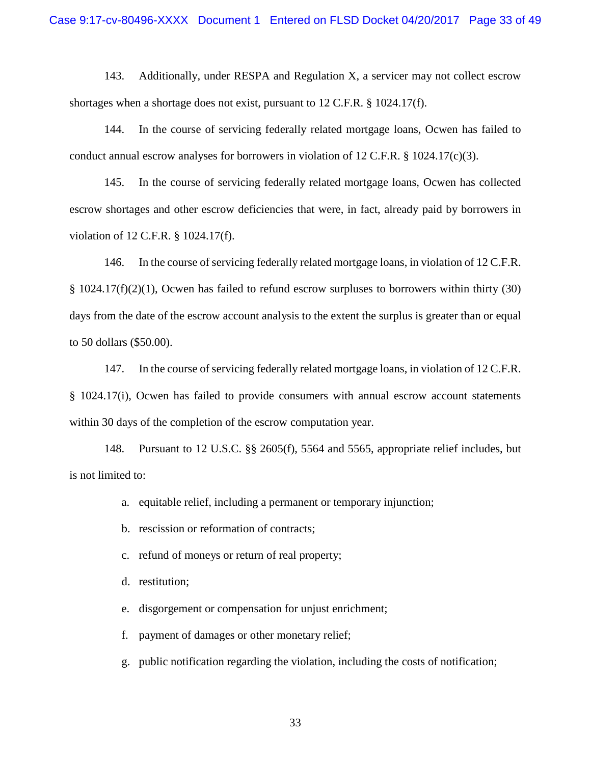143. Additionally, under RESPA and Regulation X, a servicer may not collect escrow shortages when a shortage does not exist, pursuant to 12 C.F.R. § 1024.17(f).

144. In the course of servicing federally related mortgage loans, Ocwen has failed to conduct annual escrow analyses for borrowers in violation of 12 C.F.R. § 1024.17(c)(3).

145. In the course of servicing federally related mortgage loans, Ocwen has collected escrow shortages and other escrow deficiencies that were, in fact, already paid by borrowers in violation of 12 C.F.R. § 1024.17(f).

146. In the course of servicing federally related mortgage loans, in violation of 12 C.F.R. § 1024.17(f)(2)(1), Ocwen has failed to refund escrow surpluses to borrowers within thirty (30) days from the date of the escrow account analysis to the extent the surplus is greater than or equal to 50 dollars ($50.00).

147. In the course of servicing federally related mortgage loans, in violation of 12 C.F.R. § 1024.17(i), Ocwen has failed to provide consumers with annual escrow account statements within 30 days of the completion of the escrow computation year.

148. Pursuant to 12 U.S.C. §§ 2605(f), 5564 and 5565, appropriate relief includes, but is not limited to:

a. equitable relief, including a permanent or temporary injunction;

b. rescission or reformation of contracts;

c. refund of moneys or return of real property;

d. restitution;

e. disgorgement or compensation for unjust enrichment;

f. payment of damages or other monetary relief;

g. public notification regarding the violation, including the costs of notification;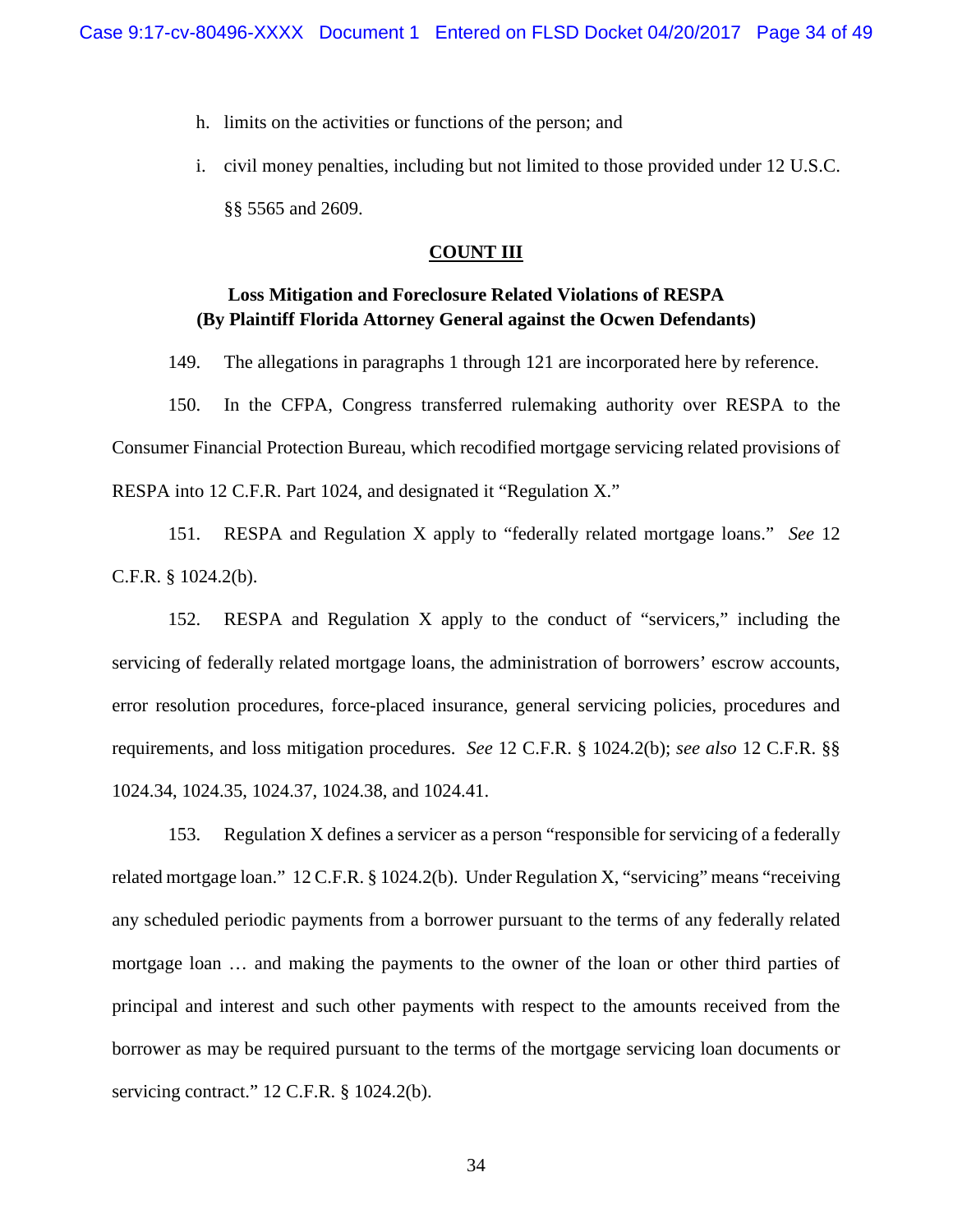h. limits on the activities or functions of the person; and

i. civil money penalties, including but not limited to those provided under 12 U.S.C. §§ 5565 and 2609.

## COUNT III

### Loss Mitigation and Foreclosure Related Violations of RESPA (By Plaintiff Florida Attorney General against the Ocwen Defendants)

149. The allegations in paragraphs 1 through 121 are incorporated here by reference.

150. In the CFPA, Congress transferred rulemaking authority over RESPA to the Consumer Financial Protection Bureau, which recodified mortgage servicing related provisions of RESPA into 12 C.F.R. Part 1024, and designated it "Regulation X."

151. RESPA and Regulation X apply to "federally related mortgage loans." *See* 12 C.F.R. § 1024.2(b).

152. RESPA and Regulation X apply to the conduct of "servicers," including the servicing of federally related mortgage loans, the administration of borrowers' escrow accounts, error resolution procedures, force-placed insurance, general servicing policies, procedures and requirements, and loss mitigation procedures. *See* 12 C.F.R. § 1024.2(b); *see also* 12 C.F.R. §§ 1024.34, 1024.35, 1024.37, 1024.38, and 1024.41.

153. Regulation X defines a servicer as a person "responsible for servicing of a federally related mortgage loan." 12 C.F.R. § 1024.2(b). Under Regulation X, "servicing" means "receiving any scheduled periodic payments from a borrower pursuant to the terms of any federally related mortgage loan … and making the payments to the owner of the loan or other third parties of principal and interest and such other payments with respect to the amounts received from the borrower as may be required pursuant to the terms of the mortgage servicing loan documents or servicing contract." 12 C.F.R. § 1024.2(b).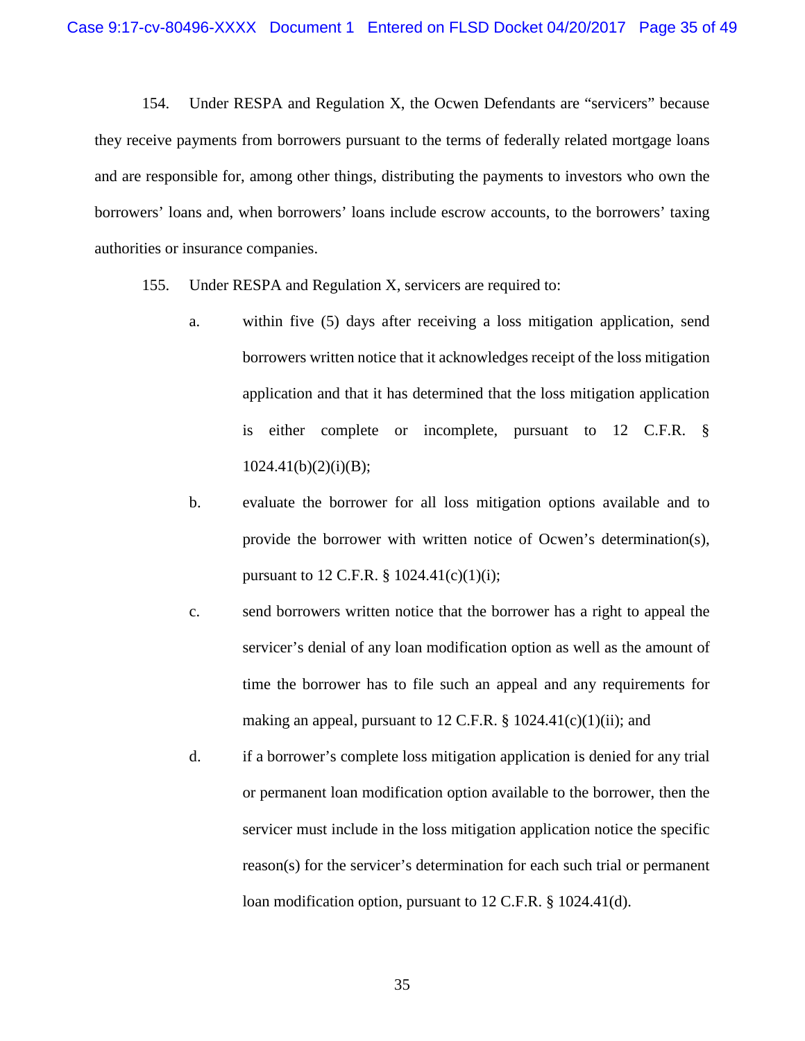154. Under RESPA and Regulation X, the Ocwen Defendants are "servicers" because they receive payments from borrowers pursuant to the terms of federally related mortgage loans and are responsible for, among other things, distributing the payments to investors who own the borrowers' loans and, when borrowers' loans include escrow accounts, to the borrowers' taxing authorities or insurance companies.

155. Under RESPA and Regulation X, servicers are required to:

a. within five (5) days after receiving a loss mitigation application, send borrowers written notice that it acknowledges receipt of the loss mitigation application and that it has determined that the loss mitigation application is either complete or incomplete, pursuant to 12 C.F.R. § 1024.41(b)(2)(i)(B);

b. evaluate the borrower for all loss mitigation options available and to provide the borrower with written notice of Ocwen's determination(s), pursuant to 12 C.F.R. § 1024.41(c)(1)(i);

c. send borrowers written notice that the borrower has a right to appeal the servicer's denial of any loan modification option as well as the amount of time the borrower has to file such an appeal and any requirements for making an appeal, pursuant to 12 C.F.R. § 1024.41(c)(1)(ii); and

d. if a borrower's complete loss mitigation application is denied for any trial or permanent loan modification option available to the borrower, then the servicer must include in the loss mitigation application notice the specific reason(s) for the servicer's determination for each such trial or permanent loan modification option, pursuant to 12 C.F.R. § 1024.41(d).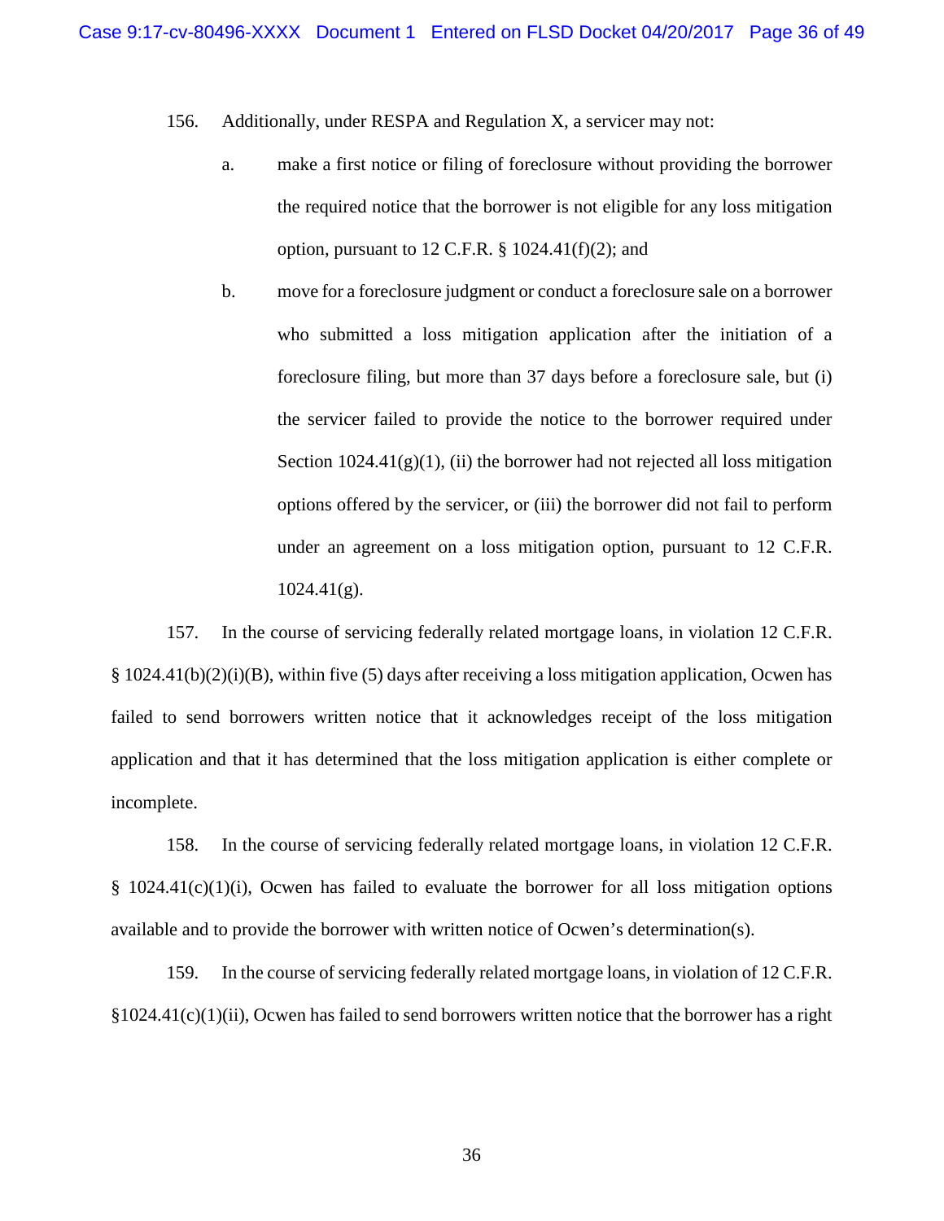156. Additionally, under RESPA and Regulation X, a servicer may not:

a. make a first notice or filing of foreclosure without providing the borrower the required notice that the borrower is not eligible for any loss mitigation option, pursuant to 12 C.F.R. § 1024.41(f)(2); and

b. move for a foreclosure judgment or conduct a foreclosure sale on a borrower who submitted a loss mitigation application after the initiation of a foreclosure filing, but more than 37 days before a foreclosure sale, but (i) the servicer failed to provide the notice to the borrower required under Section 1024.41(g)(1), (ii) the borrower had not rejected all loss mitigation options offered by the servicer, or (iii) the borrower did not fail to perform under an agreement on a loss mitigation option, pursuant to 12 C.F.R. 1024.41(g).

157. In the course of servicing federally related mortgage loans, in violation 12 C.F.R. § 1024.41(b)(2)(i)(B), within five (5) days after receiving a loss mitigation application, Ocwen has failed to send borrowers written notice that it acknowledges receipt of the loss mitigation application and that it has determined that the loss mitigation application is either complete or incomplete.

158. In the course of servicing federally related mortgage loans, in violation 12 C.F.R. § 1024.41(c)(1)(i), Ocwen has failed to evaluate the borrower for all loss mitigation options available and to provide the borrower with written notice of Ocwen's determination(s).

159. In the course of servicing federally related mortgage loans, in violation of 12 C.F.R. §1024.41(c)(1)(ii), Ocwen has failed to send borrowers written notice that the borrower has a right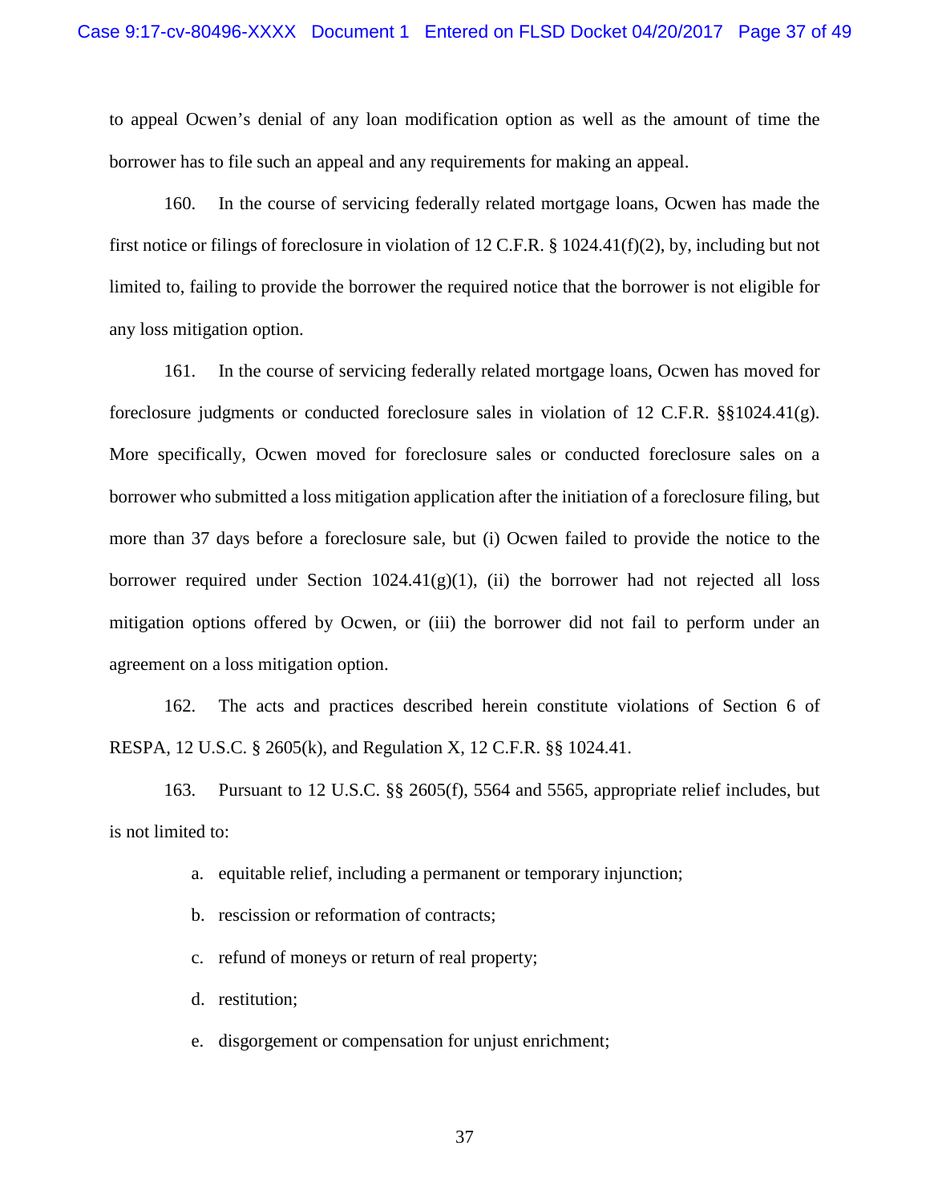to appeal Ocwen's denial of any loan modification option as well as the amount of time the borrower has to file such an appeal and any requirements for making an appeal.

160. In the course of servicing federally related mortgage loans, Ocwen has made the first notice or filings of foreclosure in violation of 12 C.F.R. § 1024.41(f)(2), by, including but not limited to, failing to provide the borrower the required notice that the borrower is not eligible for any loss mitigation option.

161. In the course of servicing federally related mortgage loans, Ocwen has moved for foreclosure judgments or conducted foreclosure sales in violation of 12 C.F.R. §§1024.41(g). More specifically, Ocwen moved for foreclosure sales or conducted foreclosure sales on a borrower who submitted a loss mitigation application after the initiation of a foreclosure filing, but more than 37 days before a foreclosure sale, but (i) Ocwen failed to provide the notice to the borrower required under Section 1024.41(g)(1), (ii) the borrower had not rejected all loss mitigation options offered by Ocwen, or (iii) the borrower did not fail to perform under an agreement on a loss mitigation option.

162. The acts and practices described herein constitute violations of Section 6 of RESPA, 12 U.S.C. § 2605(k), and Regulation X, 12 C.F.R. §§ 1024.41.

163. Pursuant to 12 U.S.C. §§ 2605(f), 5564 and 5565, appropriate relief includes, but is not limited to:

a. equitable relief, including a permanent or temporary injunction;

b. rescission or reformation of contracts;

c. refund of moneys or return of real property;

d. restitution;

e. disgorgement or compensation for unjust enrichment;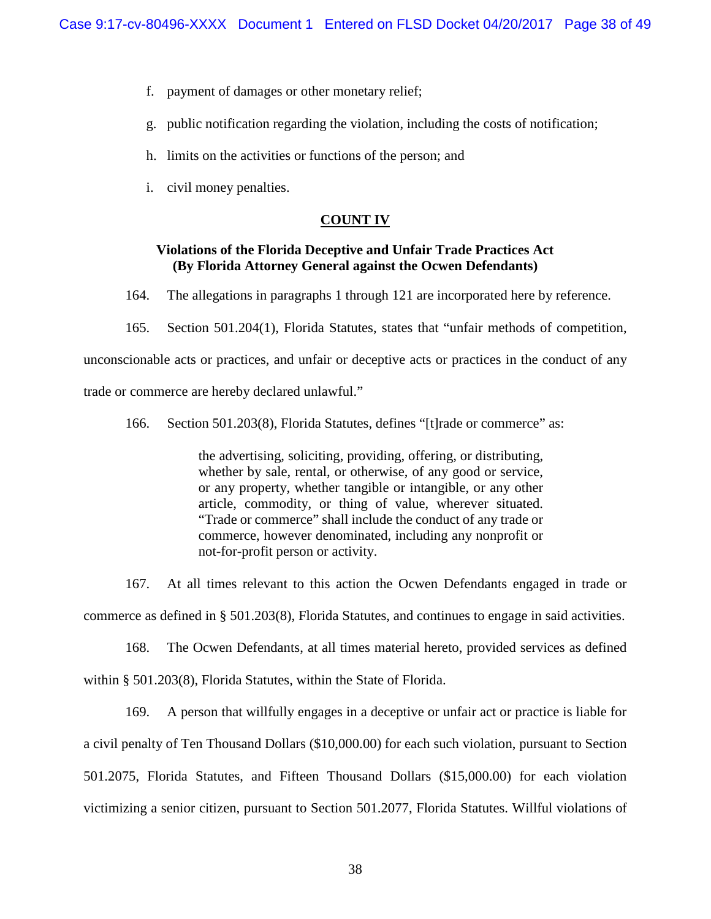f. payment of damages or other monetary relief;

g. public notification regarding the violation, including the costs of notification;

h. limits on the activities or functions of the person; and

i. civil money penalties.

## COUNT IV

**Violations of the Florida Deceptive and Unfair Trade Practices Act (By Florida Attorney General against the Ocwen Defendants)**

164. The allegations in paragraphs 1 through 121 are incorporated here by reference.

165. Section 501.204(1), Florida Statutes, states that "unfair methods of competition, unconscionable acts or practices, and unfair or deceptive acts or practices in the conduct of any trade or commerce are hereby declared unlawful."

166. Section 501.203(8), Florida Statutes, defines "[t]rade or commerce" as:

> the advertising, soliciting, providing, offering, or distributing, whether by sale, rental, or otherwise, of any good or service, or any property, whether tangible or intangible, or any other article, commodity, or thing of value, wherever situated. "Trade or commerce" shall include the conduct of any trade or commerce, however denominated, including any nonprofit or not-for-profit person or activity.

167. At all times relevant to this action the Ocwen Defendants engaged in trade or commerce as defined in § 501.203(8), Florida Statutes, and continues to engage in said activities.

168. The Ocwen Defendants, at all times material hereto, provided services as defined within § 501.203(8), Florida Statutes, within the State of Florida.

169. A person that willfully engages in a deceptive or unfair act or practice is liable for a civil penalty of Ten Thousand Dollars ($10,000.00) for each such violation, pursuant to Section 501.2075, Florida Statutes, and Fifteen Thousand Dollars ($15,000.00) for each violation victimizing a senior citizen, pursuant to Section 501.2077, Florida Statutes. Willful violations of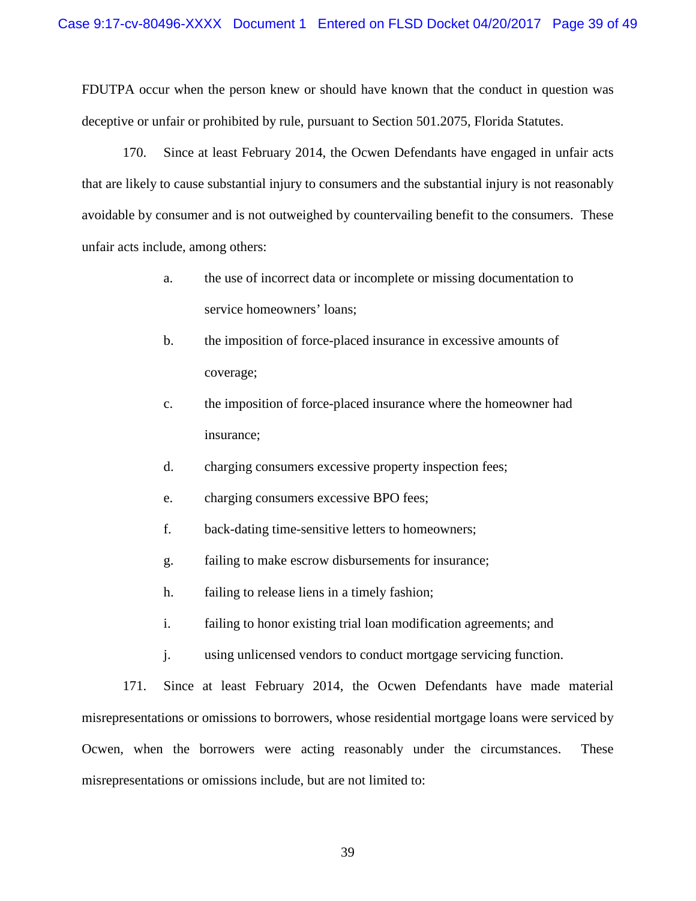FDUTPA occur when the person knew or should have known that the conduct in question was deceptive or unfair or prohibited by rule, pursuant to Section 501.2075, Florida Statutes.

170. Since at least February 2014, the Ocwen Defendants have engaged in unfair acts that are likely to cause substantial injury to consumers and the substantial injury is not reasonably avoidable by consumer and is not outweighed by countervailing benefit to the consumers. These unfair acts include, among others:

a. the use of incorrect data or incomplete or missing documentation to service homeowners' loans;

b. the imposition of force-placed insurance in excessive amounts of coverage;

c. the imposition of force-placed insurance where the homeowner had insurance;

d. charging consumers excessive property inspection fees;

e. charging consumers excessive BPO fees;

f. back-dating time-sensitive letters to homeowners;

g. failing to make escrow disbursements for insurance;

h. failing to release liens in a timely fashion;

i. failing to honor existing trial loan modification agreements; and

j. using unlicensed vendors to conduct mortgage servicing function.

171. Since at least February 2014, the Ocwen Defendants have made material misrepresentations or omissions to borrowers, whose residential mortgage loans were serviced by Ocwen, when the borrowers were acting reasonably under the circumstances. These misrepresentations or omissions include, but are not limited to: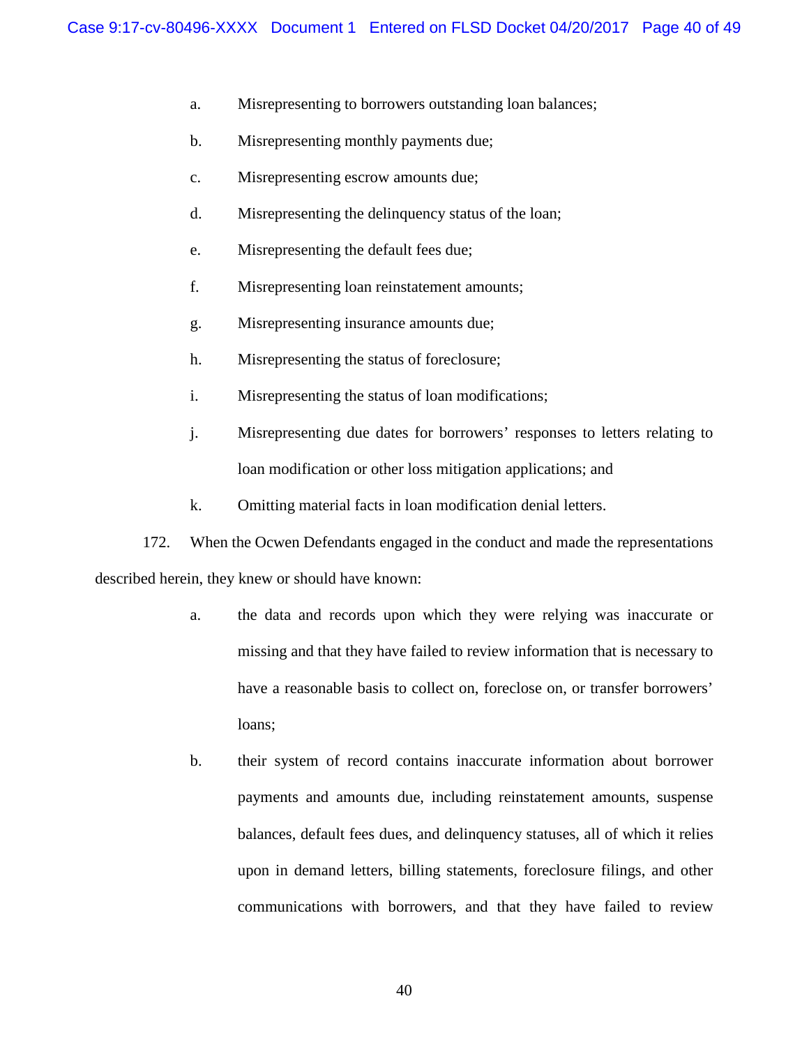a. Misrepresenting to borrowers outstanding loan balances;

b. Misrepresenting monthly payments due;

c. Misrepresenting escrow amounts due;

d. Misrepresenting the delinquency status of the loan;

e. Misrepresenting the default fees due;

f. Misrepresenting loan reinstatement amounts;

g. Misrepresenting insurance amounts due;

h. Misrepresenting the status of foreclosure;

i. Misrepresenting the status of loan modifications;

j. Misrepresenting due dates for borrowers' responses to letters relating to loan modification or other loss mitigation applications; and

k. Omitting material facts in loan modification denial letters.

172. When the Ocwen Defendants engaged in the conduct and made the representations described herein, they knew or should have known:

a. the data and records upon which they were relying was inaccurate or missing and that they have failed to review information that is necessary to have a reasonable basis to collect on, foreclose on, or transfer borrowers' loans;

b. their system of record contains inaccurate information about borrower payments and amounts due, including reinstatement amounts, suspense balances, default fees dues, and delinquency statuses, all of which it relies upon in demand letters, billing statements, foreclosure filings, and other communications with borrowers, and that they have failed to review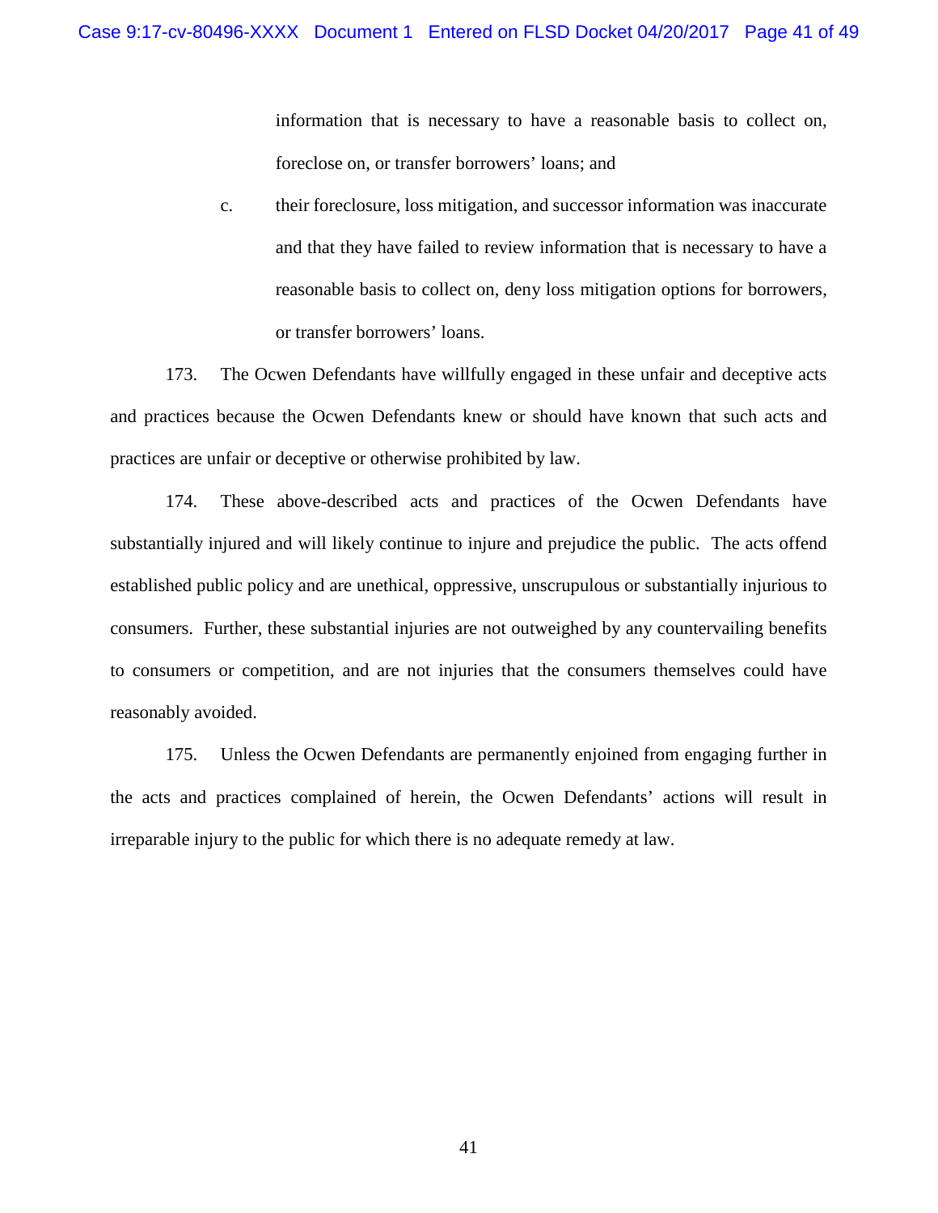information that is necessary to have a reasonable basis to collect on, foreclose on, or transfer borrowers' loans; and

c. their foreclosure, loss mitigation, and successor information was inaccurate and that they have failed to review information that is necessary to have a reasonable basis to collect on, deny loss mitigation options for borrowers, or transfer borrowers' loans.

173. The Ocwen Defendants have willfully engaged in these unfair and deceptive acts and practices because the Ocwen Defendants knew or should have known that such acts and practices are unfair or deceptive or otherwise prohibited by law.

174. These above-described acts and practices of the Ocwen Defendants have substantially injured and will likely continue to injure and prejudice the public. The acts offend established public policy and are unethical, oppressive, unscrupulous or substantially injurious to consumers. Further, these substantial injuries are not outweighed by any countervailing benefits to consumers or competition, and are not injuries that the consumers themselves could have reasonably avoided.

175. Unless the Ocwen Defendants are permanently enjoined from engaging further in the acts and practices complained of herein, the Ocwen Defendants' actions will result in irreparable injury to the public for which there is no adequate remedy at law.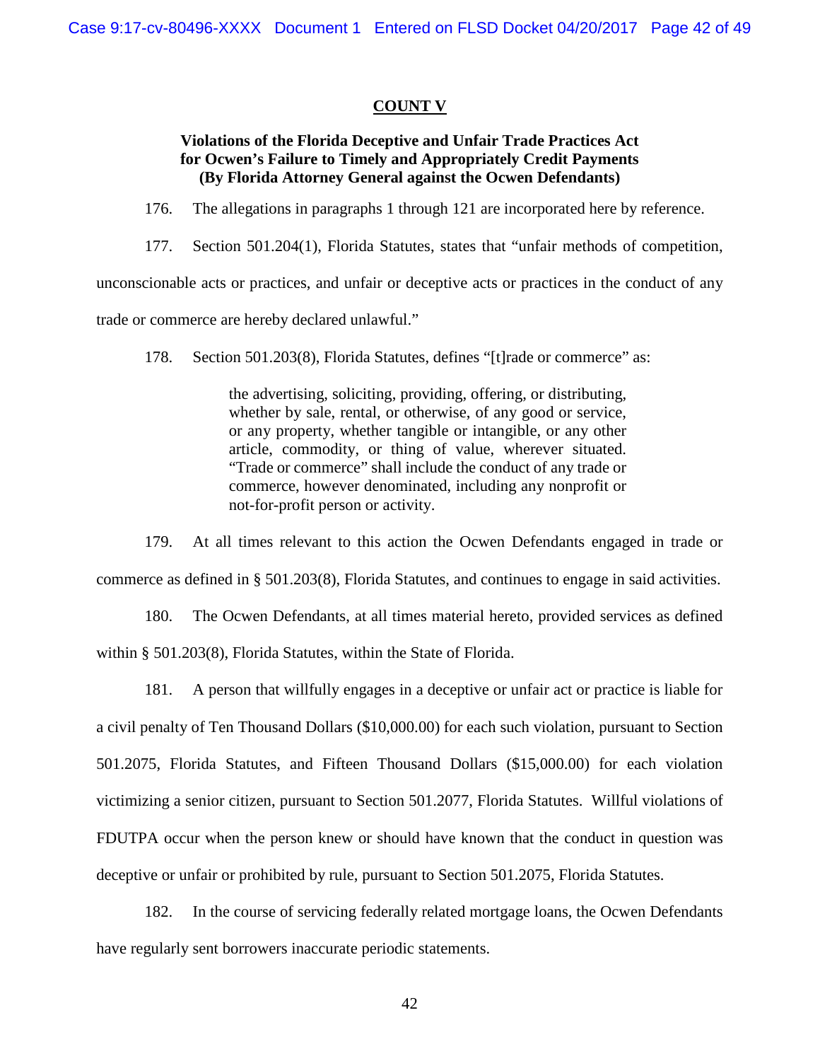## COUNT V

### Violations of the Florida Deceptive and Unfair Trade Practices Act for Ocwen's Failure to Timely and Appropriately Credit Payments (By Florida Attorney General against the Ocwen Defendants)

176. The allegations in paragraphs 1 through 121 are incorporated here by reference.

177. Section 501.204(1), Florida Statutes, states that "unfair methods of competition, unconscionable acts or practices, and unfair or deceptive acts or practices in the conduct of any trade or commerce are hereby declared unlawful."

178. Section 501.203(8), Florida Statutes, defines "[t]rade or commerce" as:

> the advertising, soliciting, providing, offering, or distributing, whether by sale, rental, or otherwise, of any good or service, or any property, whether tangible or intangible, or any other article, commodity, or thing of value, wherever situated. "Trade or commerce" shall include the conduct of any trade or commerce, however denominated, including any nonprofit or not-for-profit person or activity.

179. At all times relevant to this action the Ocwen Defendants engaged in trade or commerce as defined in § 501.203(8), Florida Statutes, and continues to engage in said activities.

180. The Ocwen Defendants, at all times material hereto, provided services as defined within § 501.203(8), Florida Statutes, within the State of Florida.

181. A person that willfully engages in a deceptive or unfair act or practice is liable for a civil penalty of Ten Thousand Dollars ($10,000.00) for each such violation, pursuant to Section 501.2075, Florida Statutes, and Fifteen Thousand Dollars ($15,000.00) for each violation victimizing a senior citizen, pursuant to Section 501.2077, Florida Statutes. Willful violations of FDUTPA occur when the person knew or should have known that the conduct in question was deceptive or unfair or prohibited by rule, pursuant to Section 501.2075, Florida Statutes.

182. In the course of servicing federally related mortgage loans, the Ocwen Defendants have regularly sent borrowers inaccurate periodic statements.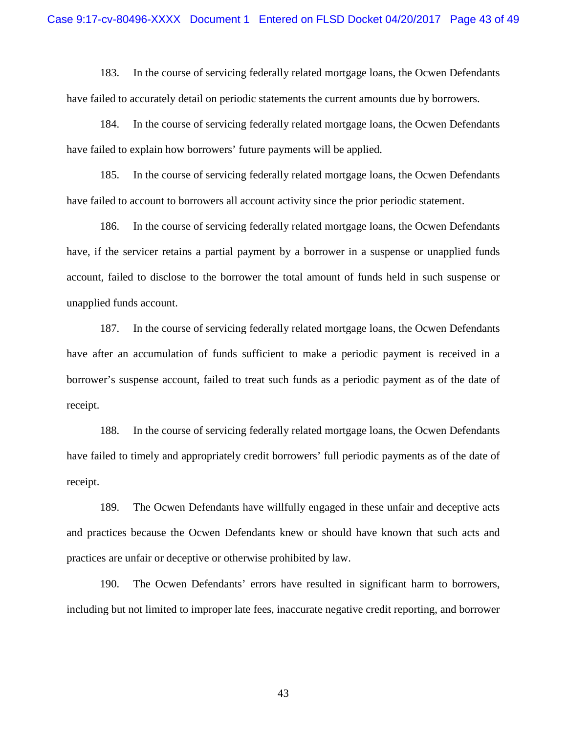183. In the course of servicing federally related mortgage loans, the Ocwen Defendants have failed to accurately detail on periodic statements the current amounts due by borrowers.

184. In the course of servicing federally related mortgage loans, the Ocwen Defendants have failed to explain how borrowers' future payments will be applied.

185. In the course of servicing federally related mortgage loans, the Ocwen Defendants have failed to account to borrowers all account activity since the prior periodic statement.

186. In the course of servicing federally related mortgage loans, the Ocwen Defendants have, if the servicer retains a partial payment by a borrower in a suspense or unapplied funds account, failed to disclose to the borrower the total amount of funds held in such suspense or unapplied funds account.

187. In the course of servicing federally related mortgage loans, the Ocwen Defendants have after an accumulation of funds sufficient to make a periodic payment is received in a borrower's suspense account, failed to treat such funds as a periodic payment as of the date of receipt.

188. In the course of servicing federally related mortgage loans, the Ocwen Defendants have failed to timely and appropriately credit borrowers' full periodic payments as of the date of receipt.

189. The Ocwen Defendants have willfully engaged in these unfair and deceptive acts and practices because the Ocwen Defendants knew or should have known that such acts and practices are unfair or deceptive or otherwise prohibited by law.

190. The Ocwen Defendants' errors have resulted in significant harm to borrowers, including but not limited to improper late fees, inaccurate negative credit reporting, and borrower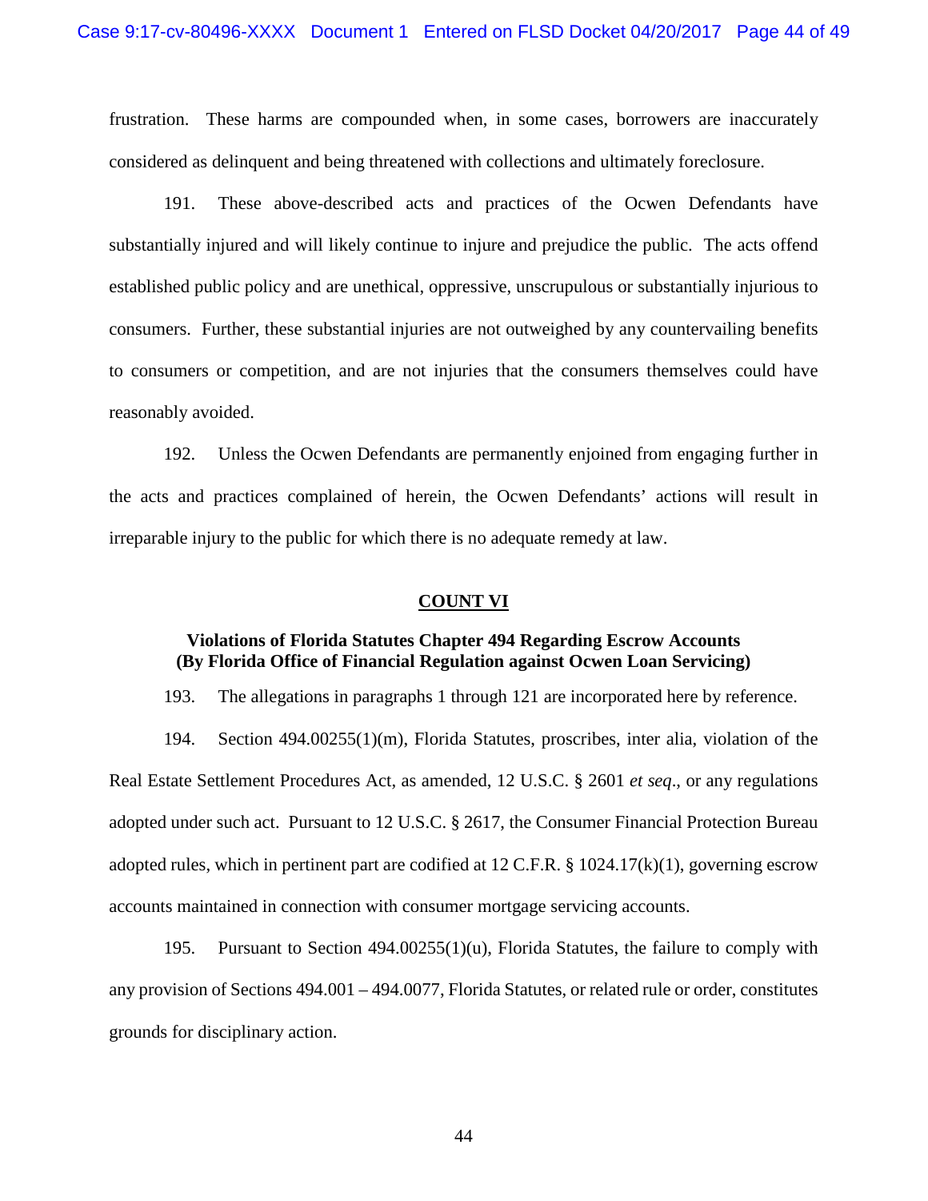frustration. These harms are compounded when, in some cases, borrowers are inaccurately considered as delinquent and being threatened with collections and ultimately foreclosure.

191. These above-described acts and practices of the Ocwen Defendants have substantially injured and will likely continue to injure and prejudice the public. The acts offend established public policy and are unethical, oppressive, unscrupulous or substantially injurious to consumers. Further, these substantial injuries are not outweighed by any countervailing benefits to consumers or competition, and are not injuries that the consumers themselves could have reasonably avoided.

192. Unless the Ocwen Defendants are permanently enjoined from engaging further in the acts and practices complained of herein, the Ocwen Defendants' actions will result in irreparable injury to the public for which there is no adequate remedy at law.

## COUNT VI

### Violations of Florida Statutes Chapter 494 Regarding Escrow Accounts (By Florida Office of Financial Regulation against Ocwen Loan Servicing)

193. The allegations in paragraphs 1 through 121 are incorporated here by reference.

194. Section 494.00255(1)(m), Florida Statutes, proscribes, inter alia, violation of the Real Estate Settlement Procedures Act, as amended, 12 U.S.C. § 2601 *et seq*., or any regulations adopted under such act. Pursuant to 12 U.S.C. § 2617, the Consumer Financial Protection Bureau adopted rules, which in pertinent part are codified at 12 C.F.R. § 1024.17(k)(1), governing escrow accounts maintained in connection with consumer mortgage servicing accounts.

195. Pursuant to Section 494.00255(1)(u), Florida Statutes, the failure to comply with any provision of Sections 494.001 – 494.0077, Florida Statutes, or related rule or order, constitutes grounds for disciplinary action.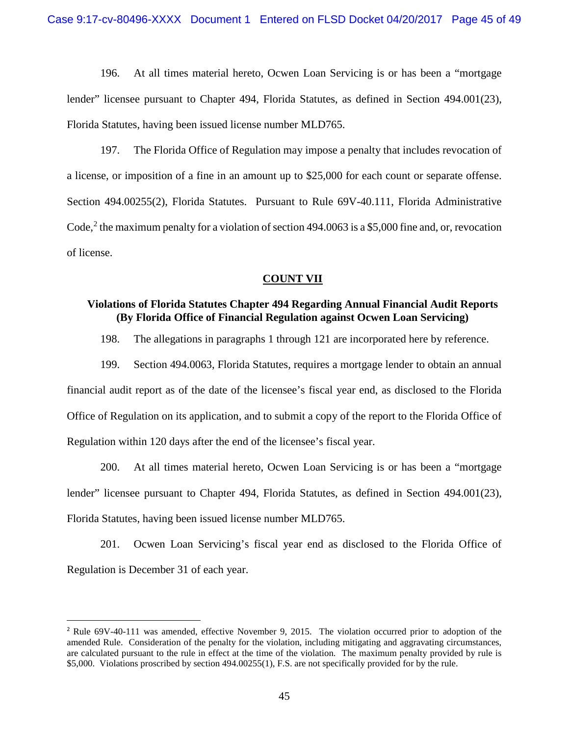196. At all times material hereto, Ocwen Loan Servicing is or has been a "mortgage lender" licensee pursuant to Chapter 494, Florida Statutes, as defined in Section 494.001(23), Florida Statutes, having been issued license number MLD765.

197. The Florida Office of Regulation may impose a penalty that includes revocation of a license, or imposition of a fine in an amount up to $25,000 for each count or separate offense. Section 494.00255(2), Florida Statutes. Pursuant to Rule 69V-40.111, Florida Administrative Code,[2] the maximum penalty for a violation of section 494.0063 is a $5,000 fine and, or, revocation of license.

**COUNT VII**

**Violations of Florida Statutes Chapter 494 Regarding Annual Financial Audit Reports (By Florida Office of Financial Regulation against Ocwen Loan Servicing)**

198. The allegations in paragraphs 1 through 121 are incorporated here by reference.

199. Section 494.0063, Florida Statutes, requires a mortgage lender to obtain an annual financial audit report as of the date of the licensee's fiscal year end, as disclosed to the Florida Office of Regulation on its application, and to submit a copy of the report to the Florida Office of Regulation within 120 days after the end of the licensee's fiscal year.

200. At all times material hereto, Ocwen Loan Servicing is or has been a "mortgage lender" licensee pursuant to Chapter 494, Florida Statutes, as defined in Section 494.001(23), Florida Statutes, having been issued license number MLD765.

201. Ocwen Loan Servicing's fiscal year end as disclosed to the Florida Office of Regulation is December 31 of each year.

---

[2] Rule 69V-40-111 was amended, effective November 9, 2015. The violation occurred prior to adoption of the amended Rule. Consideration of the penalty for the violation, including mitigating and aggravating circumstances, are calculated pursuant to the rule in effect at the time of the violation. The maximum penalty provided by rule is $5,000. Violations proscribed by section 494.00255(1), F.S. are not specifically provided for by the rule.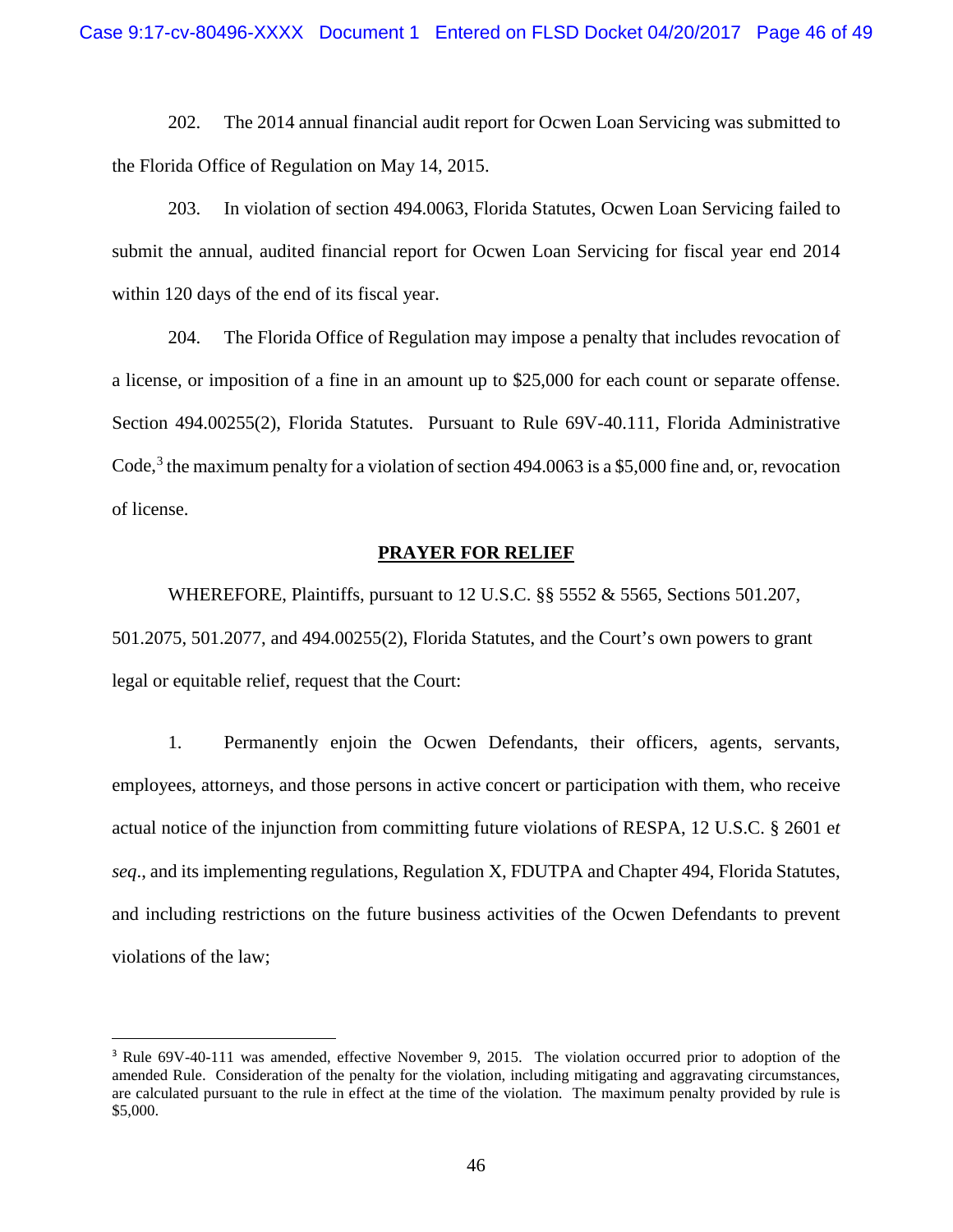202. The 2014 annual financial audit report for Ocwen Loan Servicing was submitted to the Florida Office of Regulation on May 14, 2015.

203. In violation of section 494.0063, Florida Statutes, Ocwen Loan Servicing failed to submit the annual, audited financial report for Ocwen Loan Servicing for fiscal year end 2014 within 120 days of the end of its fiscal year.

204. The Florida Office of Regulation may impose a penalty that includes revocation of a license, or imposition of a fine in an amount up to $25,000 for each count or separate offense. Section 494.00255(2), Florida Statutes. Pursuant to Rule 69V-40.111, Florida Administrative Code,[3] the maximum penalty for a violation of section 494.0063 is a $5,000 fine and, or, revocation of license.

## PRAYER FOR RELIEF

WHEREFORE, Plaintiffs, pursuant to 12 U.S.C. §§ 5552 & 5565, Sections 501.207, 501.2075, 501.2077, and 494.00255(2), Florida Statutes, and the Court's own powers to grant legal or equitable relief, request that the Court:

1. Permanently enjoin the Ocwen Defendants, their officers, agents, servants, employees, attorneys, and those persons in active concert or participation with them, who receive actual notice of the injunction from committing future violations of RESPA, 12 U.S.C. § 2601 *et seq*., and its implementing regulations, Regulation X, FDUTPA and Chapter 494, Florida Statutes, and including restrictions on the future business activities of the Ocwen Defendants to prevent violations of the law;

---

[3] Rule 69V-40-111 was amended, effective November 9, 2015. The violation occurred prior to adoption of the amended Rule. Consideration of the penalty for the violation, including mitigating and aggravating circumstances, are calculated pursuant to the rule in effect at the time of the violation. The maximum penalty provided by rule is $5,000.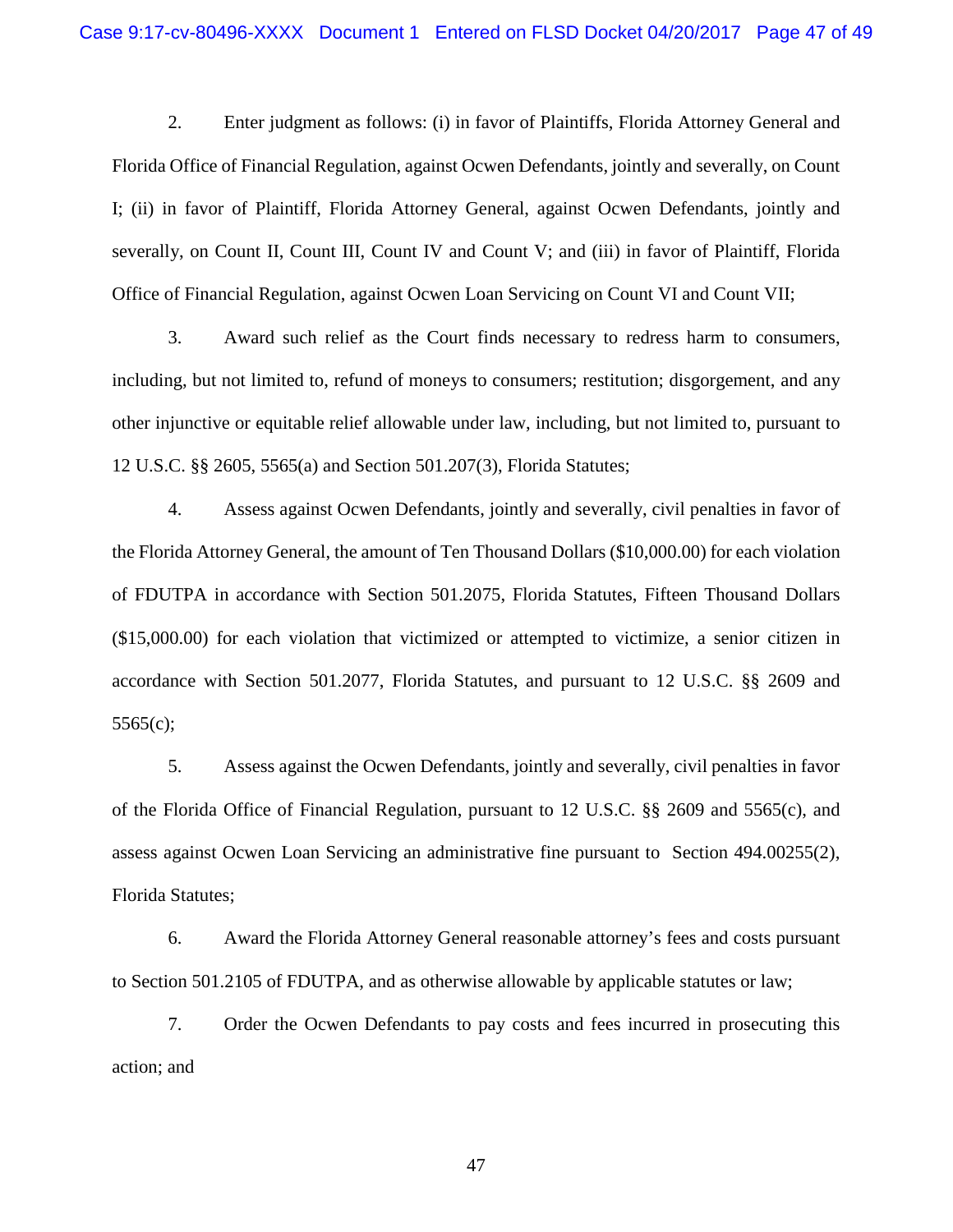2. Enter judgment as follows: (i) in favor of Plaintiffs, Florida Attorney General and Florida Office of Financial Regulation, against Ocwen Defendants, jointly and severally, on Count I; (ii) in favor of Plaintiff, Florida Attorney General, against Ocwen Defendants, jointly and severally, on Count II, Count III, Count IV and Count V; and (iii) in favor of Plaintiff, Florida Office of Financial Regulation, against Ocwen Loan Servicing on Count VI and Count VII;

3. Award such relief as the Court finds necessary to redress harm to consumers, including, but not limited to, refund of moneys to consumers; restitution; disgorgement, and any other injunctive or equitable relief allowable under law, including, but not limited to, pursuant to 12 U.S.C. §§ 2605, 5565(a) and Section 501.207(3), Florida Statutes;

4. Assess against Ocwen Defendants, jointly and severally, civil penalties in favor of the Florida Attorney General, the amount of Ten Thousand Dollars ($10,000.00) for each violation of FDUTPA in accordance with Section 501.2075, Florida Statutes, Fifteen Thousand Dollars ($15,000.00) for each violation that victimized or attempted to victimize, a senior citizen in accordance with Section 501.2077, Florida Statutes, and pursuant to 12 U.S.C. §§ 2609 and 5565(c);

5. Assess against the Ocwen Defendants, jointly and severally, civil penalties in favor of the Florida Office of Financial Regulation, pursuant to 12 U.S.C. §§ 2609 and 5565(c), and assess against Ocwen Loan Servicing an administrative fine pursuant to Section 494.00255(2), Florida Statutes;

6. Award the Florida Attorney General reasonable attorney's fees and costs pursuant to Section 501.2105 of FDUTPA, and as otherwise allowable by applicable statutes or law;

7. Order the Ocwen Defendants to pay costs and fees incurred in prosecuting this action; and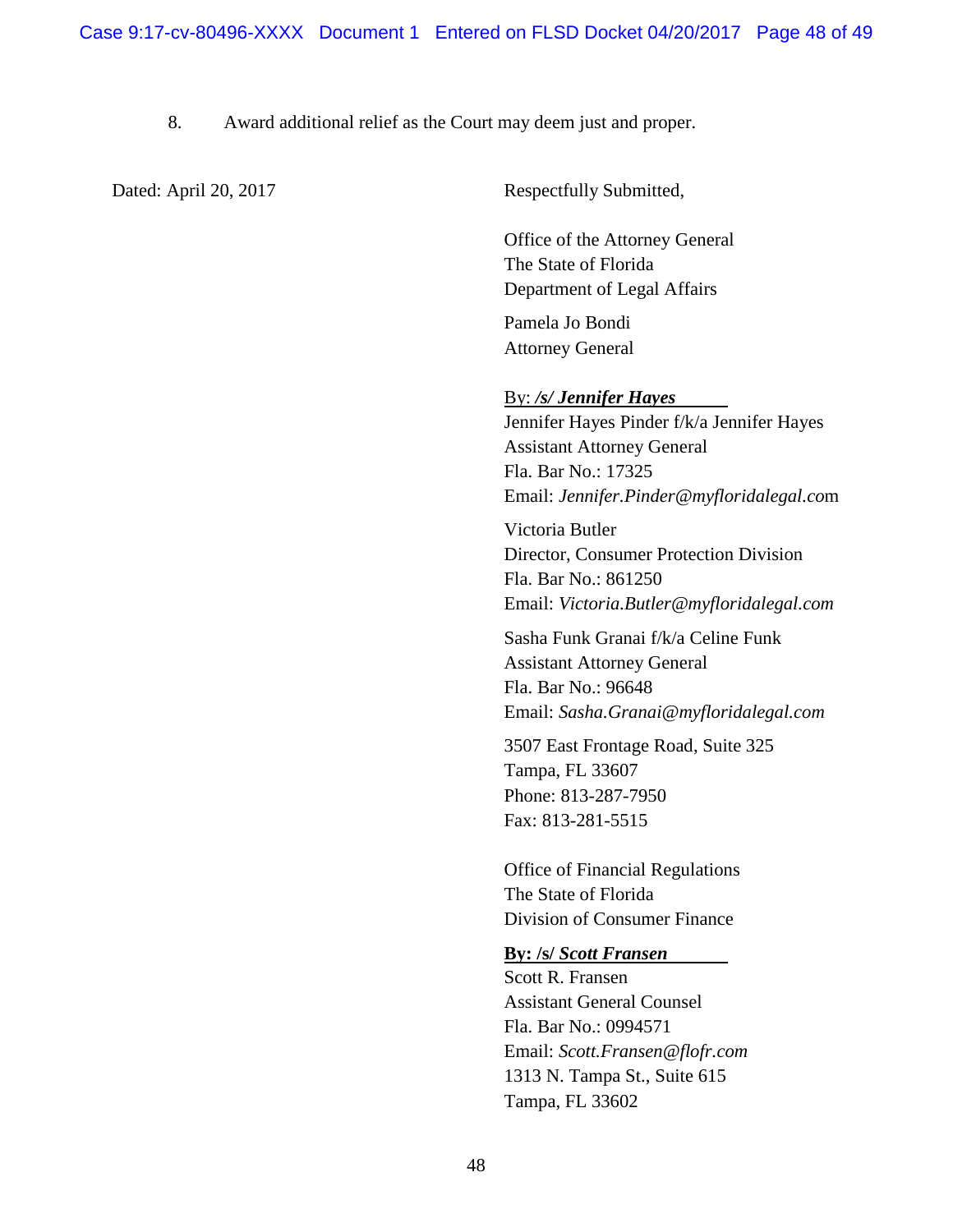8. Award additional relief as the Court may deem just and proper.

Dated: April 20, 2017

Respectfully Submitted,

Office of the Attorney General
The State of Florida
Department of Legal Affairs

Pamela Jo Bondi
Attorney General

By: ***/s/ Jennifer Hayes***
Jennifer Hayes Pinder f/k/a Jennifer Hayes
Assistant Attorney General
Fla. Bar No.: 17325
Email: *Jennifer.Pinder@myfloridalegal.co*m

Victoria Butler
Director, Consumer Protection Division
Fla. Bar No.: 861250
Email: *Victoria.Butler@myfloridalegal.com*

Sasha Funk Granai f/k/a Celine Funk
Assistant Attorney General
Fla. Bar No.: 96648
Email: *Sasha.Granai@myfloridalegal.com*

3507 East Frontage Road, Suite 325
Tampa, FL 33607
Phone: 813-287-7950
Fax: 813-281-5515

Office of Financial Regulations
The State of Florida
Division of Consumer Finance

**By: /s/ *Scott Fransen***
Scott R. Fransen
Assistant General Counsel
Fla. Bar No.: 0994571
Email: *Scott.Fransen@flofr.com*
1313 N. Tampa St., Suite 615
Tampa, FL 33602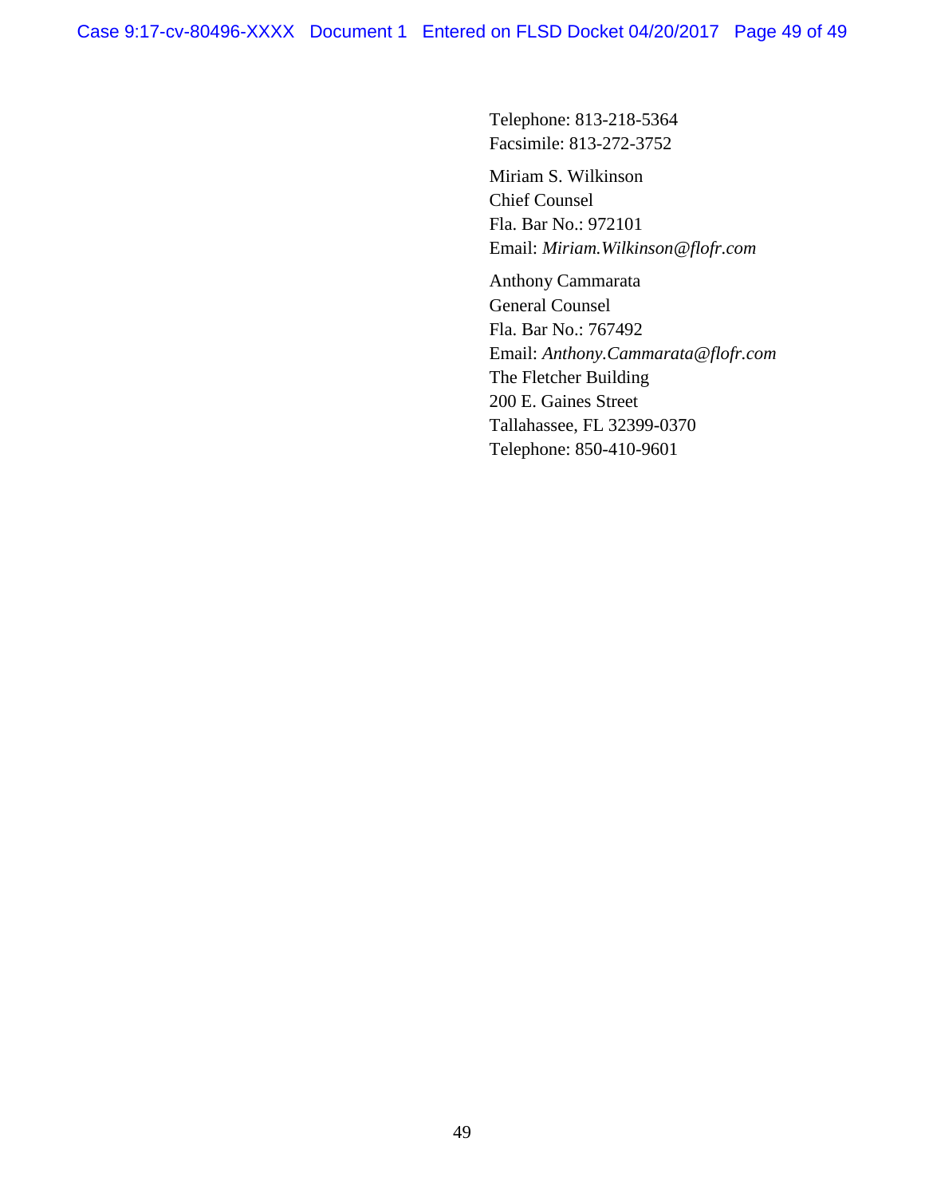Telephone: 813-218-5364
Facsimile: 813-272-3752

Miriam S. Wilkinson
Chief Counsel
Fla. Bar No.: 972101
Email: *Miriam.Wilkinson@flofr.com*

Anthony Cammarata
General Counsel
Fla. Bar No.: 767492
Email: *Anthony.Cammarata@flofr.com*
The Fletcher Building
200 E. Gaines Street
Tallahassee, FL 32399-0370
Telephone: 850-410-9601